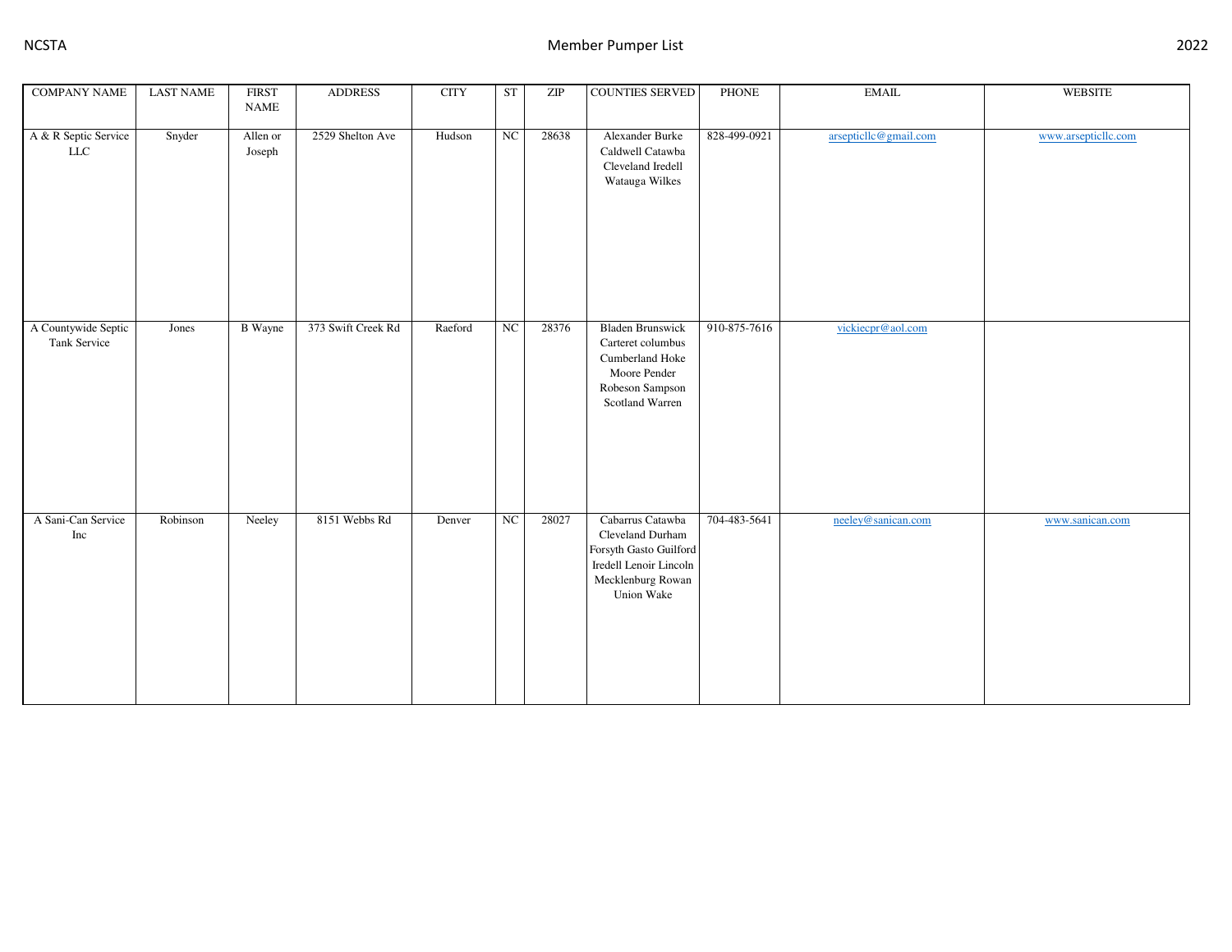| COMPANY NAME | LAST NAME | FIRST NAME | ADDRESS | CITY | ST | ZIP | COUNTIES SERVED | PHONE | EMAIL | WEBSITE |
|---|---|---|---|---|---|---|---|---|---|---|
| A & R Septic Service LLC | Snyder | Allen or Joseph | 2529 Shelton Ave | Hudson | NC | 28638 | Alexander Burke Caldwell Catawba Cleveland Iredell Watauga Wilkes | 828-499-0921 | arsepticllc@gmail.com | www.arsepticllc.com |
| A Countywide Septic Tank Service | Jones | B Wayne | 373 Swift Creek Rd | Raeford | NC | 28376 | Bladen Brunswick Carteret columbus Cumberland Hoke Moore Pender Robeson Sampson Scotland Warren | 910-875-7616 | vickiecpr@aol.com | |
| A Sani-Can Service Inc | Robinson | Neeley | 8151 Webbs Rd | Denver | NC | 28027 | Cabarrus Catawba Cleveland Durham Forsyth Gasto Guilford Iredell Lenoir Lincoln Mecklenburg Rowan Union Wake | 704-483-5641 | neeley@sanican.com | www.sanican.com |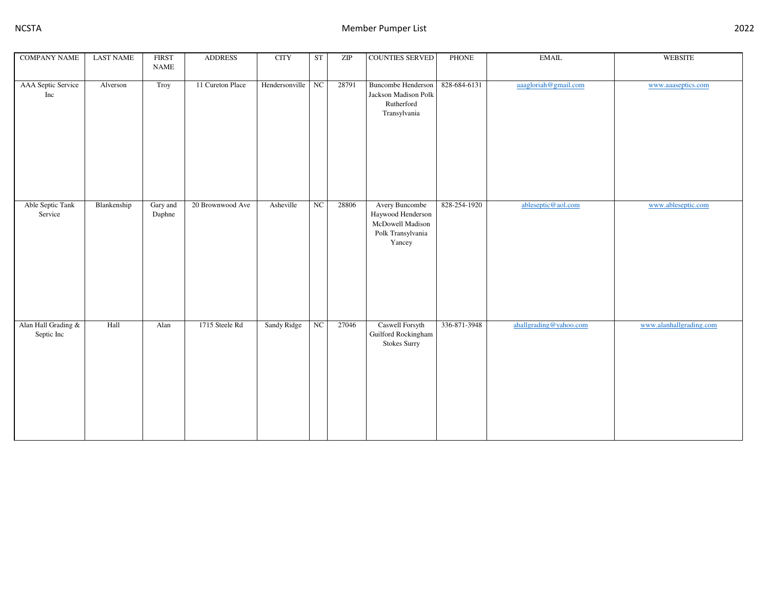| COMPANY NAME | LAST NAME | FIRST NAME | ADDRESS | CITY | ST | ZIP | COUNTIES SERVED | PHONE | EMAIL | WEBSITE |
|---|---|---|---|---|---|---|---|---|---|---|
| AAA Septic Service Inc | Alverson | Troy | 11 Cureton Place | Hendersonville | NC | 28791 | Buncombe Henderson Jackson Madison Polk Rutherford Transylvania | 828-684-6131 | aaagloriah@gmail.com | www.aaaseptics.com |
| Able Septic Tank Service | Blankenship | Gary and Daphne | 20 Brownwood Ave | Asheville | NC | 28806 | Avery Buncombe Haywood Henderson McDowell Madison Polk Transylvania Yancey | 828-254-1920 | ableseptic@aol.com | www.ableseptic.com |
| Alan Hall Grading & Septic Inc | Hall | Alan | 1715 Steele Rd | Sandy Ridge | NC | 27046 | Caswell Forsyth Guilford Rockingham Stokes Surry | 336-871-3948 | ahallgrading@yahoo.com | www.alanhallgrading.com |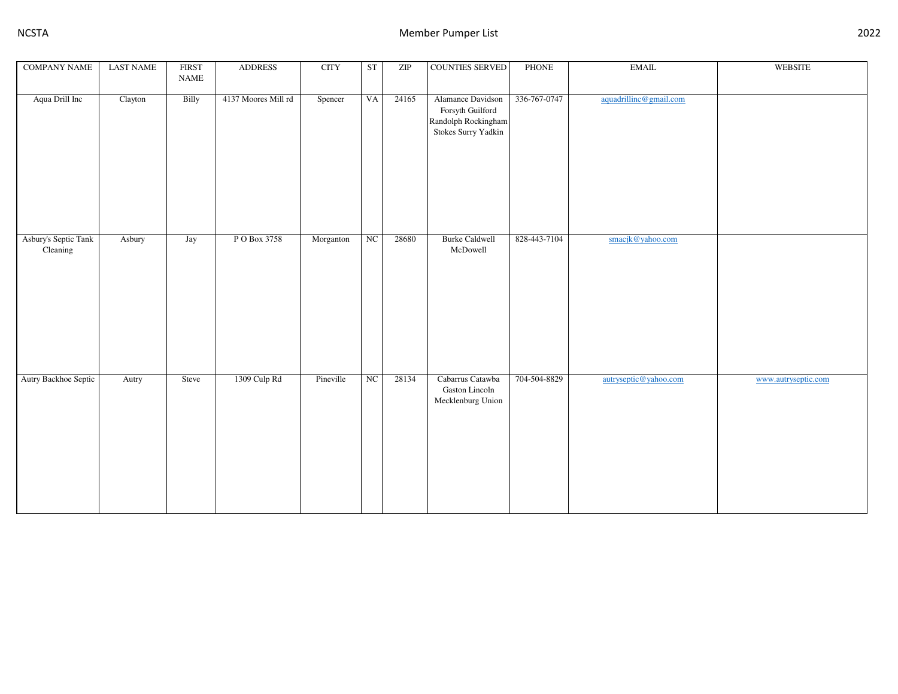| COMPANY NAME | LAST NAME | FIRST NAME | ADDRESS | CITY | ST | ZIP | COUNTIES SERVED | PHONE | EMAIL | WEBSITE |
|---|---|---|---|---|---|---|---|---|---|---|
| Aqua Drill Inc | Clayton | Billy | 4137 Moores Mill rd | Spencer | VA | 24165 | Alamance Davidson Forsyth Guilford Randolph Rockingham Stokes Surry Yadkin | 336-767-0747 | aquadrillinc@gmail.com | |
| Asbury's Septic Tank Cleaning | Asbury | Jay | P O Box 3758 | Morganton | NC | 28680 | Burke Caldwell McDowell | 828-443-7104 | smacjk@yahoo.com | |
| Autry Backhoe Septic | Autry | Steve | 1309 Culp Rd | Pineville | NC | 28134 | Cabarrus Catawba Gaston Lincoln Mecklenburg Union | 704-504-8829 | autryseptic@yahoo.com | www.autryseptic.com |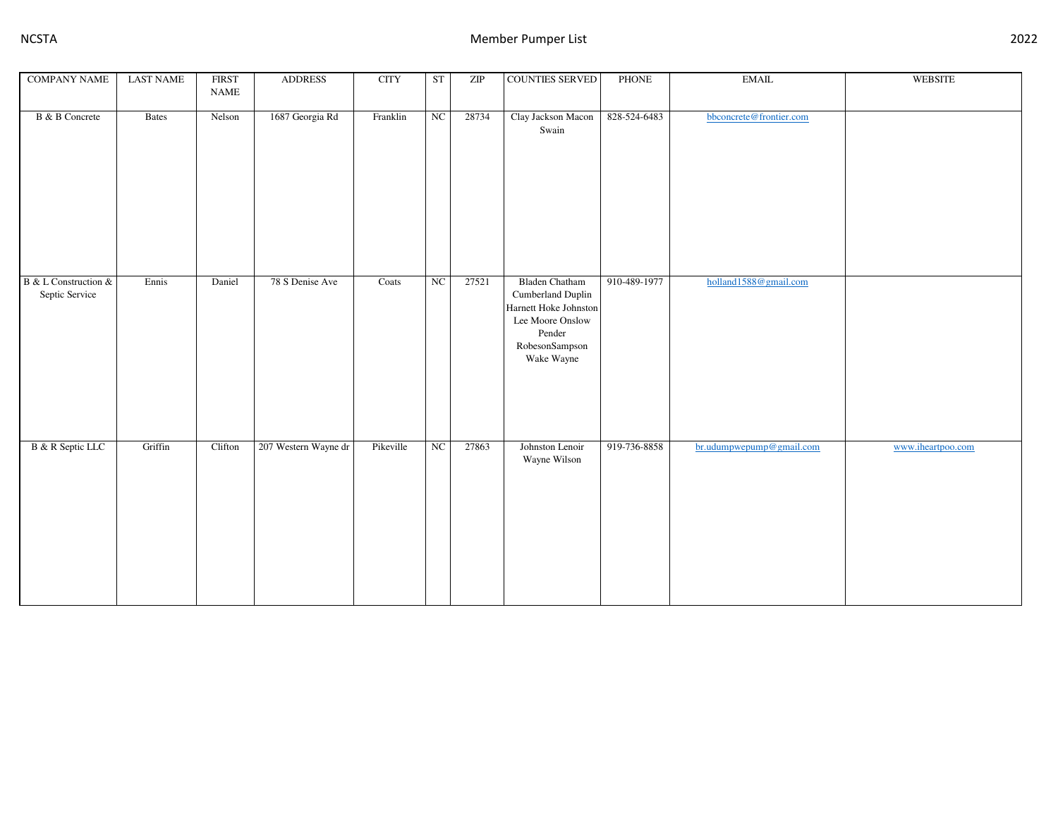| COMPANY NAME | LAST NAME | FIRST NAME | ADDRESS | CITY | ST | ZIP | COUNTIES SERVED | PHONE | EMAIL | WEBSITE |
|---|---|---|---|---|---|---|---|---|---|---|
| B & B Concrete | Bates | Nelson | 1687 Georgia Rd | Franklin | NC | 28734 | Clay Jackson Macon Swain | 828-524-6483 | bbconcrete@frontier.com | |
| B & L Construction & Septic Service | Ennis | Daniel | 78 S Denise Ave | Coats | NC | 27521 | Bladen Chatham Cumberland Duplin Harnett Hoke Johnston Lee Moore Onslow Pender RobesonSampson Wake Wayne | 910-489-1977 | holland1588@gmail.com | |
| B & R Septic LLC | Griffin | Clifton | 207 Western Wayne dr | Pikeville | NC | 27863 | Johnston Lenoir Wayne Wilson | 919-736-8858 | br.udumpwepump@gmail.com | www.iheartpoo.com |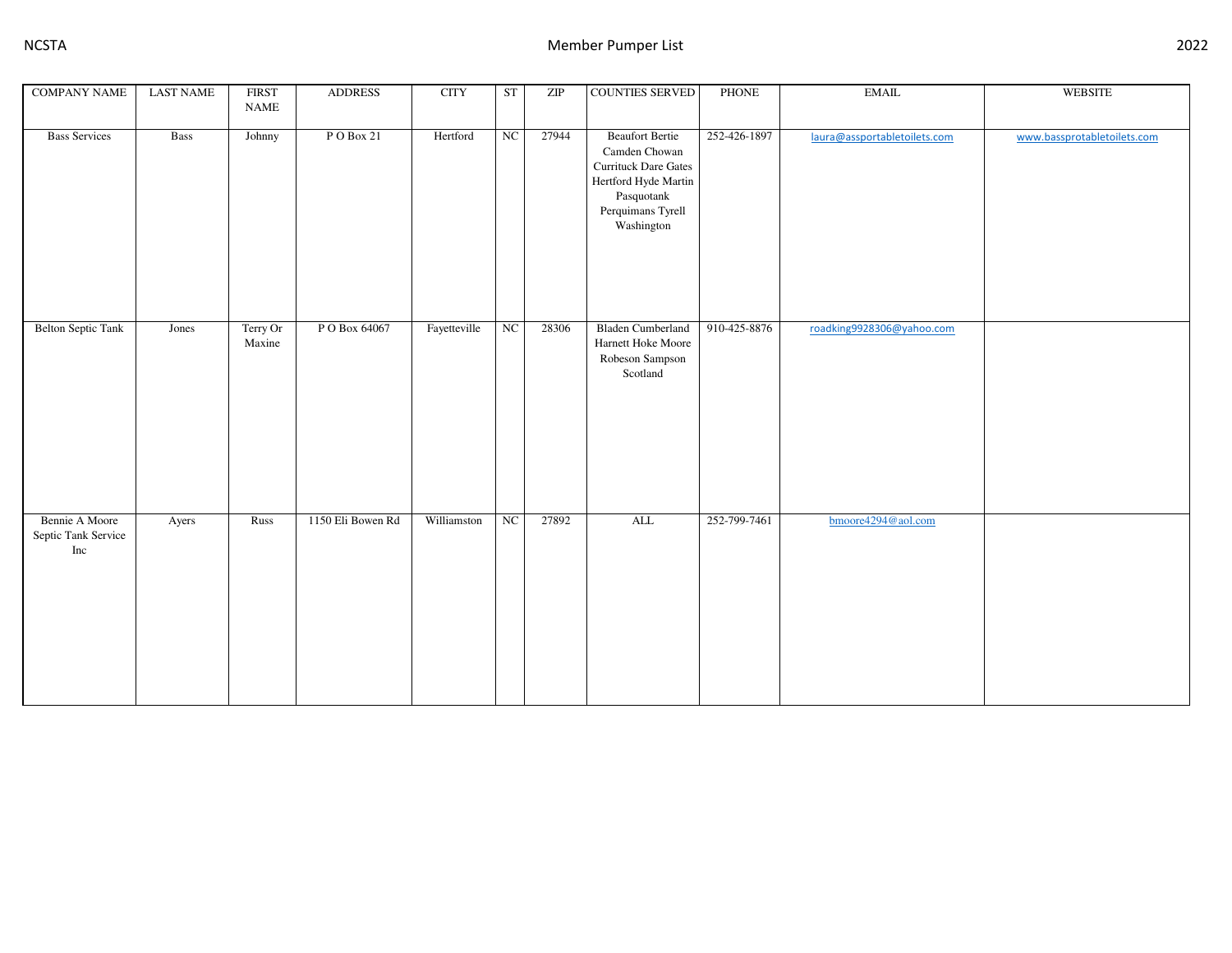| COMPANY NAME | LAST NAME | FIRST NAME | ADDRESS | CITY | ST | ZIP | COUNTIES SERVED | PHONE | EMAIL | WEBSITE |
|---|---|---|---|---|---|---|---|---|---|---|
| Bass Services | Bass | Johnny | P O Box 21 | Hertford | NC | 27944 | Beaufort Bertie Camden Chowan Currituck Dare Gates Hertford Hyde Martin Pasquotank Perquimans Tyrell Washington | 252-426-1897 | laura@assportabletoilets.com | www.bassprotabletoilets.com |
| Belton Septic Tank | Jones | Terry Or Maxine | P O Box 64067 | Fayetteville | NC | 28306 | Bladen Cumberland Harnett Hoke Moore Robeson Sampson Scotland | 910-425-8876 | roadking9928306@yahoo.com | |
| Bennie A Moore Septic Tank Service Inc | Ayers | Russ | 1150 Eli Bowen Rd | Williamston | NC | 27892 | ALL | 252-799-7461 | bmoore4294@aol.com | |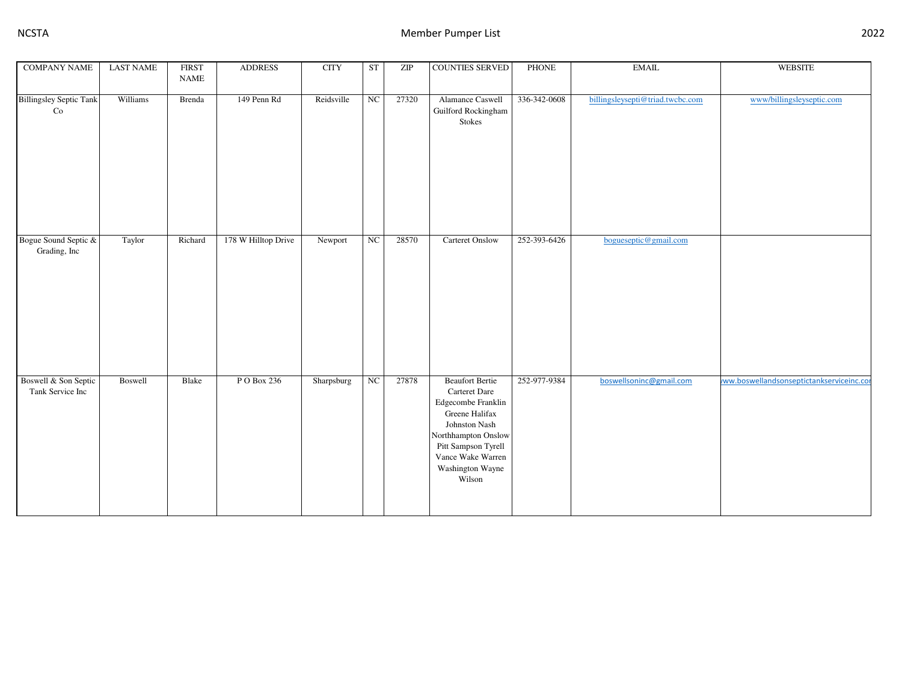| COMPANY NAME | LAST NAME | FIRST NAME | ADDRESS | CITY | ST | ZIP | COUNTIES SERVED | PHONE | EMAIL | WEBSITE |
|---|---|---|---|---|---|---|---|---|---|---|
| Billingsley Septic Tank Co | Williams | Brenda | 149 Penn Rd | Reidsville | NC | 27320 | Alamance Caswell Guilford Rockingham Stokes | 336-342-0608 | billingsleysepti@triad.twcbc.com | www/billingsleyseptic.com |
| Bogue Sound Septic & Grading, Inc | Taylor | Richard | 178 W Hilltop Drive | Newport | NC | 28570 | Carteret Onslow | 252-393-6426 | bogueseptic@gmail.com | |
| Boswell & Son Septic Tank Service Inc | Boswell | Blake | P O Box 236 | Sharpsburg | NC | 27878 | Beaufort Bertie Carteret Dare Edgecombe Franklin Greene Halifax Johnston Nash Northhampton Onslow Pitt Sampson Tyrell Vance Wake Warren Washington Wayne Wilson | 252-977-9384 | boswellsoninc@gmail.com | ww.boswellandsonseptictankserviceinc.co |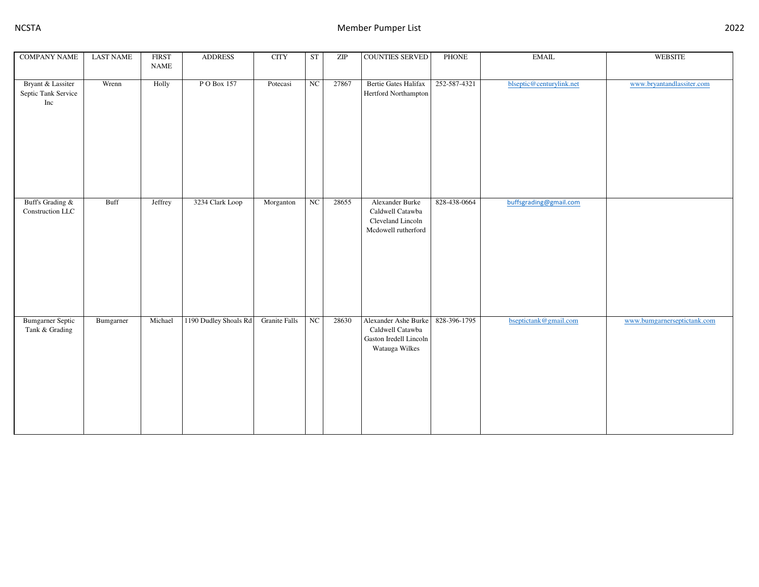| COMPANY NAME | LAST NAME | FIRST NAME | ADDRESS | CITY | ST | ZIP | COUNTIES SERVED | PHONE | EMAIL | WEBSITE |
|---|---|---|---|---|---|---|---|---|---|---|
| Bryant & Lassiter Septic Tank Service Inc | Wrenn | Holly | P O Box 157 | Potecasi | NC | 27867 | Bertie Gates Halifax Hertford Northampton | 252-587-4321 | blseptic@centurylink.net | www.bryantandlassiter.com |
| Buff's Grading & Construction LLC | Buff | Jeffrey | 3234 Clark Loop | Morganton | NC | 28655 | Alexander Burke Caldwell Catawba Cleveland Lincoln Mcdowell rutherford | 828-438-0664 | buffsgrading@gmail.com | |
| Bumgarner Septic Tank & Grading | Bumgarner | Michael | 1190 Dudley Shoals Rd | Granite Falls | NC | 28630 | Alexander Ashe Burke Caldwell Catawba Gaston Iredell Lincoln Watauga Wilkes | 828-396-1795 | bseptictank@gmail.com | www.bumgarnerseptictank.com |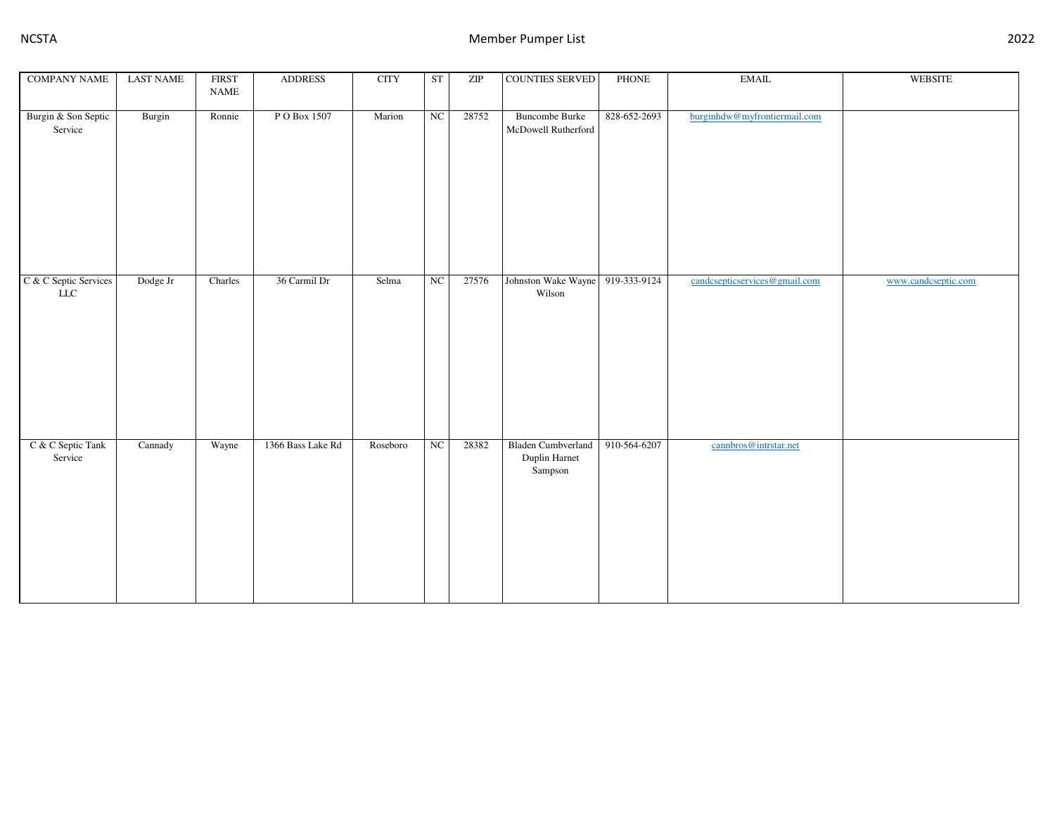| COMPANY NAME | LAST NAME | FIRST NAME | ADDRESS | CITY | ST | ZIP | COUNTIES SERVED | PHONE | EMAIL | WEBSITE |
|---|---|---|---|---|---|---|---|---|---|---|
| Burgin & Son Septic Service | Burgin | Ronnie | P O Box 1507 | Marion | NC | 28752 | Buncombe Burke McDowell Rutherford | 828-652-2693 | burginhdw@myfrontiermail.com | |
| C & C Septic Services LLC | Dodge Jr | Charles | 36 Carmil Dr | Selma | NC | 27576 | Johnston Wake Wayne Wilson | 919-333-9124 | candcsepticservices@gmail.com | www.candcseptic.com |
| C & C Septic Tank Service | Cannady | Wayne | 1366 Bass Lake Rd | Roseboro | NC | 28382 | Bladen Cumbverland Duplin Harnet Sampson | 910-564-6207 | cannbros@intrstar.net | |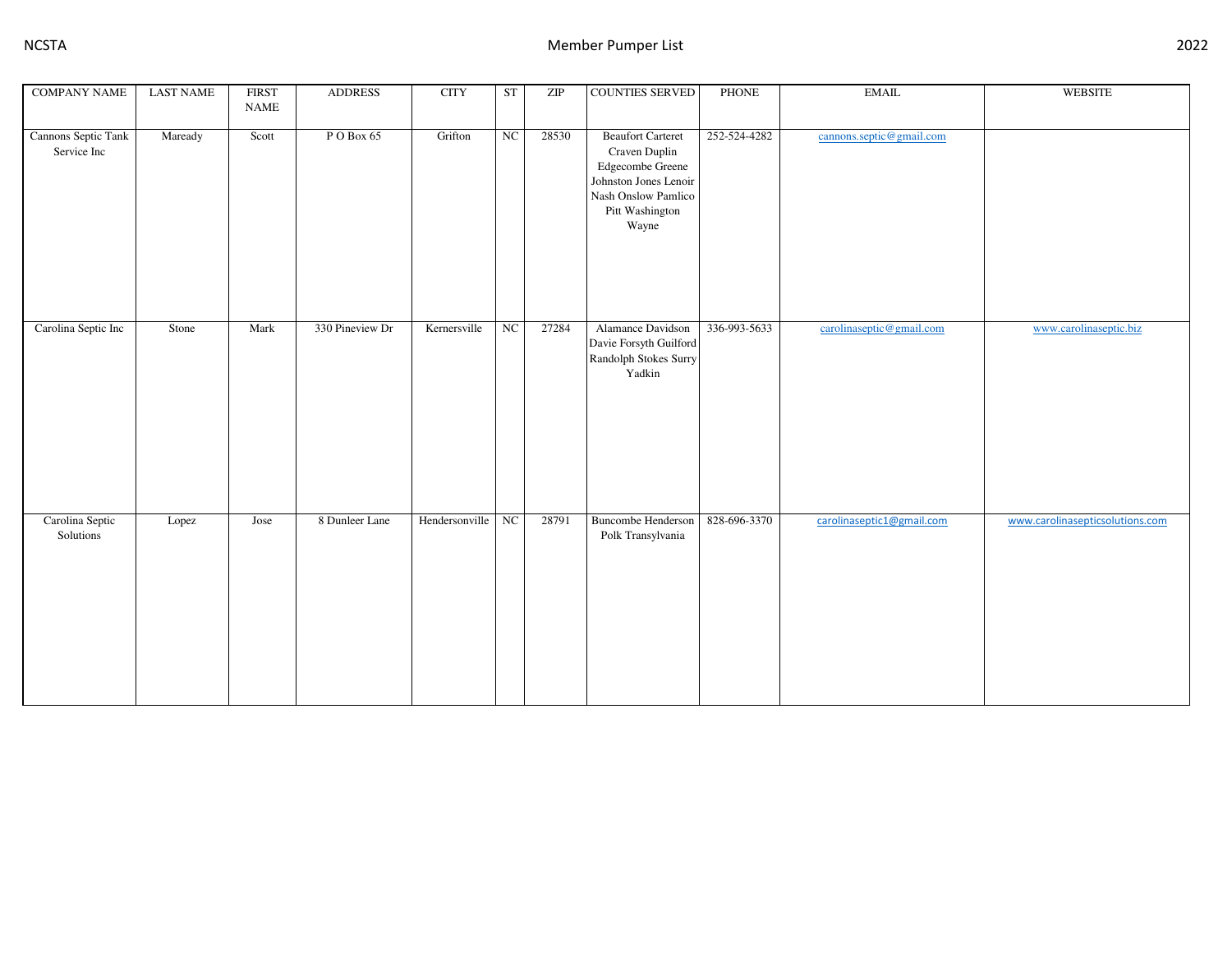| COMPANY NAME | LAST NAME | FIRST NAME | ADDRESS | CITY | ST | ZIP | COUNTIES SERVED | PHONE | EMAIL | WEBSITE |
|---|---|---|---|---|---|---|---|---|---|---|
| Cannons Septic Tank Service Inc | Maready | Scott | P O Box 65 | Grifton | NC | 28530 | Beaufort Carteret Craven Duplin Edgecombe Greene Johnston Jones Lenoir Nash Onslow Pamlico Pitt Washington Wayne | 252-524-4282 | cannons.septic@gmail.com | |
| Carolina Septic Inc | Stone | Mark | 330 Pineview Dr | Kernersville | NC | 27284 | Alamance Davidson Davie Forsyth Guilford Randolph Stokes Surry Yadkin | 336-993-5633 | carolinaseptic@gmail.com | www.carolinaseptic.biz |
| Carolina Septic Solutions | Lopez | Jose | 8 Dunleer Lane | Hendersonville | NC | 28791 | Buncombe Henderson Polk Transylvania | 828-696-3370 | carolinaseptic1@gmail.com | www.carolinasepticsolutions.com |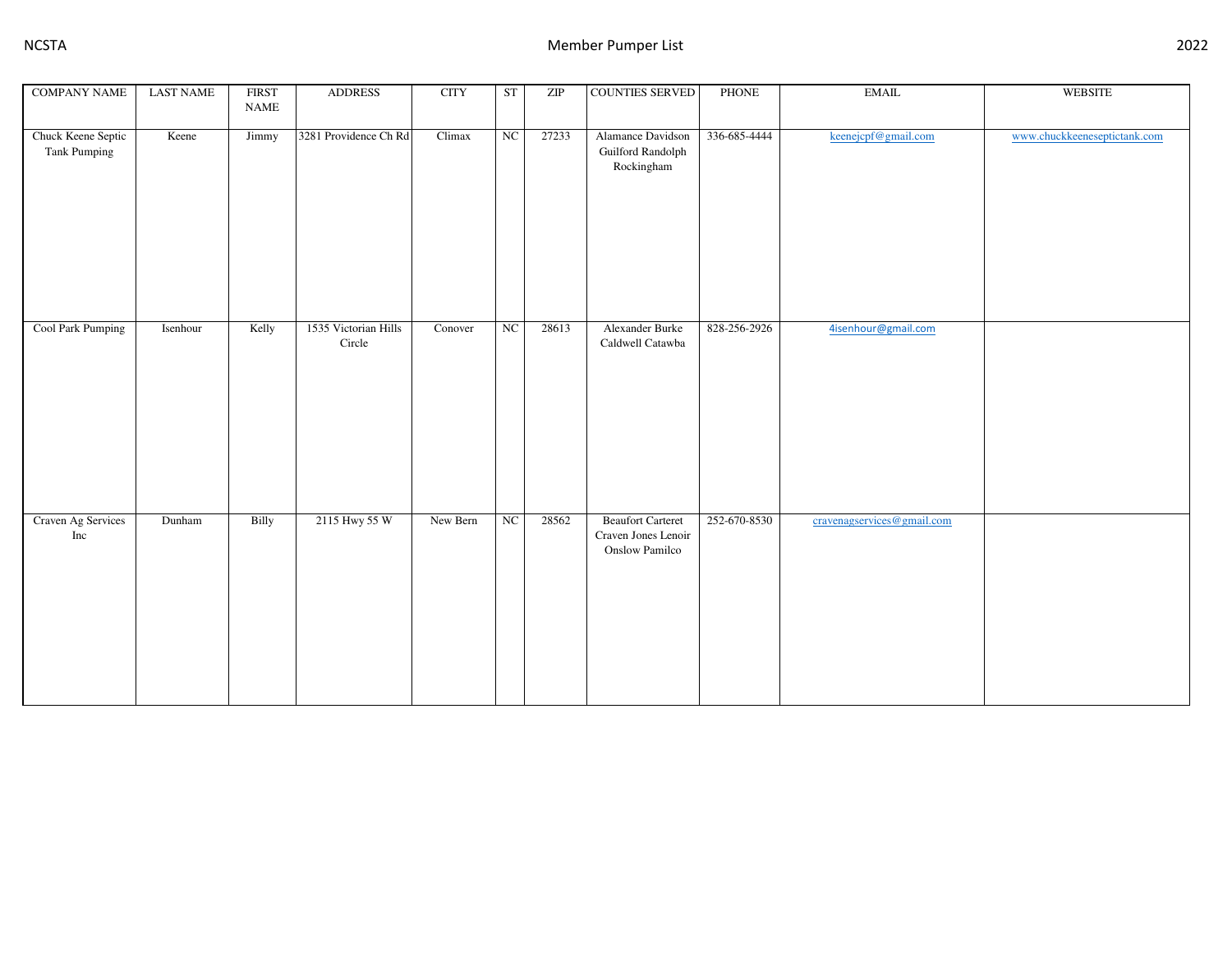| COMPANY NAME | LAST NAME | FIRST NAME | ADDRESS | CITY | ST | ZIP | COUNTIES SERVED | PHONE | EMAIL | WEBSITE |
|---|---|---|---|---|---|---|---|---|---|---|
| Chuck Keene Septic Tank Pumping | Keene | Jimmy | 3281 Providence Ch Rd | Climax | NC | 27233 | Alamance Davidson Guilford Randolph Rockingham | 336-685-4444 | keenejcpf@gmail.com | www.chuckkeeneseptictank.com |
| Cool Park Pumping | Isenhour | Kelly | 1535 Victorian Hills Circle | Conover | NC | 28613 | Alexander Burke Caldwell Catawba | 828-256-2926 | 4isenhour@gmail.com | |
| Craven Ag Services Inc | Dunham | Billy | 2115 Hwy 55 W | New Bern | NC | 28562 | Beaufort Carteret Craven Jones Lenoir Onslow Pamilco | 252-670-8530 | cravenagservices@gmail.com | |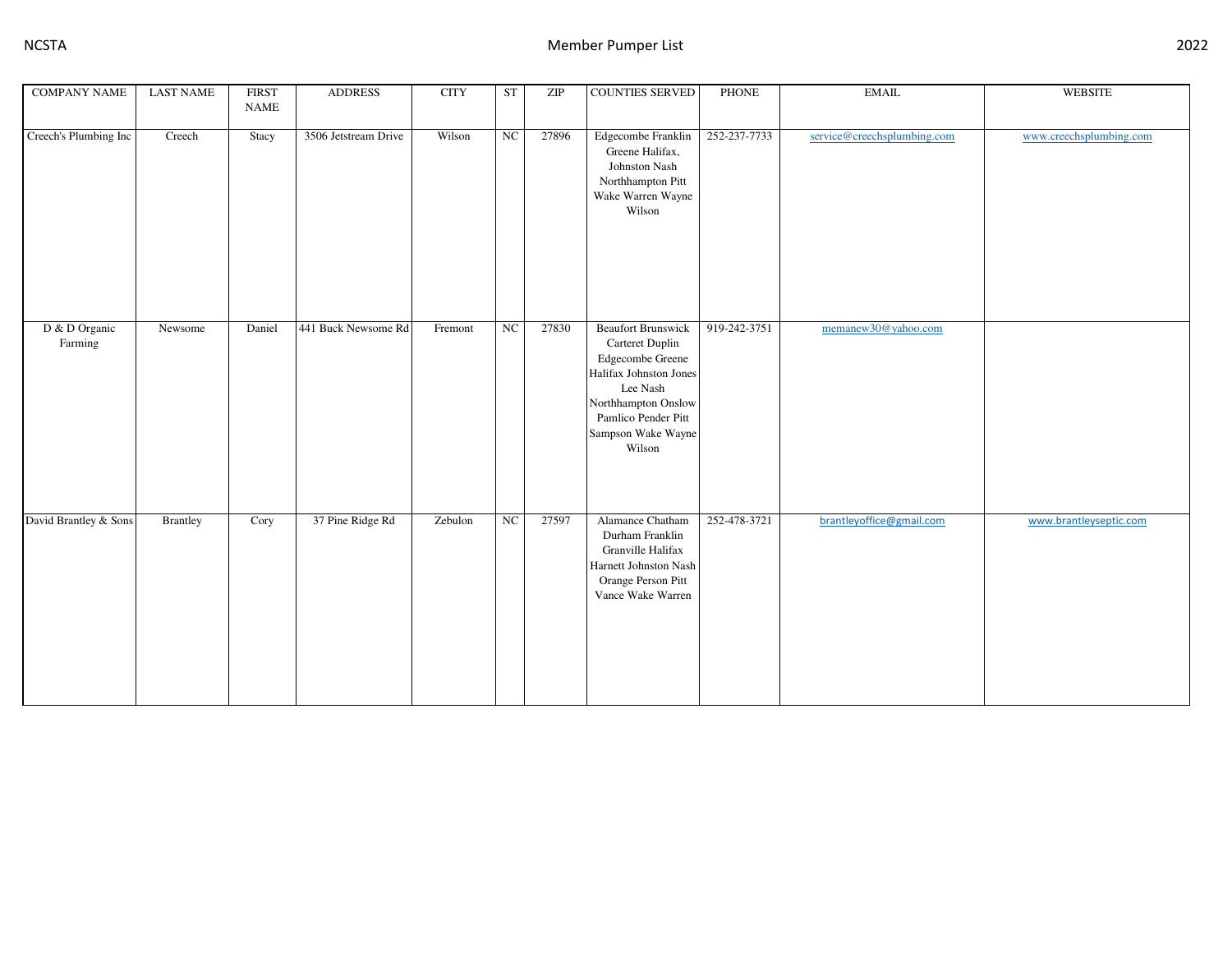| COMPANY NAME | LAST NAME | FIRST NAME | ADDRESS | CITY | ST | ZIP | COUNTIES SERVED | PHONE | EMAIL | WEBSITE |
|---|---|---|---|---|---|---|---|---|---|---|
| Creech's Plumbing Inc | Creech | Stacy | 3506 Jetstream Drive | Wilson | NC | 27896 | Edgecombe Franklin Greene Halifax, Johnston Nash Northhampton Pitt Wake Warren Wayne Wilson | 252-237-7733 | service@creechsplumbing.com | www.creechsplumbing.com |
| D & D Organic Farming | Newsome | Daniel | 441 Buck Newsome Rd | Fremont | NC | 27830 | Beaufort Brunswick Carteret Duplin Edgecombe Greene Halifax Johnston Jones Lee Nash Northhampton Onslow Pamlico Pender Pitt Sampson Wake Wayne Wilson | 919-242-3751 | memanew30@yahoo.com | |
| David Brantley & Sons | Brantley | Cory | 37 Pine Ridge Rd | Zebulon | NC | 27597 | Alamance Chatham Durham Franklin Granville Halifax Harnett Johnston Nash Orange Person Pitt Vance Wake Warren | 252-478-3721 | brantleyoffice@gmail.com | www.brantleyseptic.com |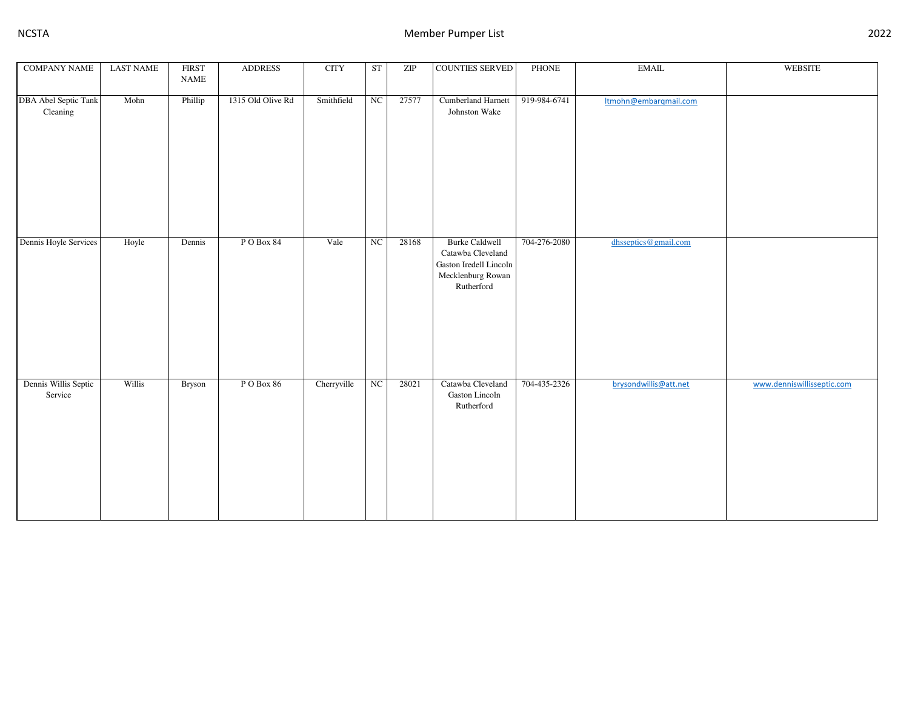| COMPANY NAME | LAST NAME | FIRST NAME | ADDRESS | CITY | ST | ZIP | COUNTIES SERVED | PHONE | EMAIL | WEBSITE |
|---|---|---|---|---|---|---|---|---|---|---|
| DBA Abel Septic Tank Cleaning | Mohn | Phillip | 1315 Old Olive Rd | Smithfield | NC | 27577 | Cumberland Harnett Johnston Wake | 919-984-6741 | ltmohn@embarqmail.com | |
| Dennis Hoyle Services | Hoyle | Dennis | P O Box 84 | Vale | NC | 28168 | Burke Caldwell Catawba Cleveland Gaston Iredell Lincoln Mecklenburg Rowan Rutherford | 704-276-2080 | dhsseptics@gmail.com | |
| Dennis Willis Septic Service | Willis | Bryson | P O Box 86 | Cherryville | NC | 28021 | Catawba Cleveland Gaston Lincoln Rutherford | 704-435-2326 | brysondwillis@att.net | www.denniswillisseptic.com |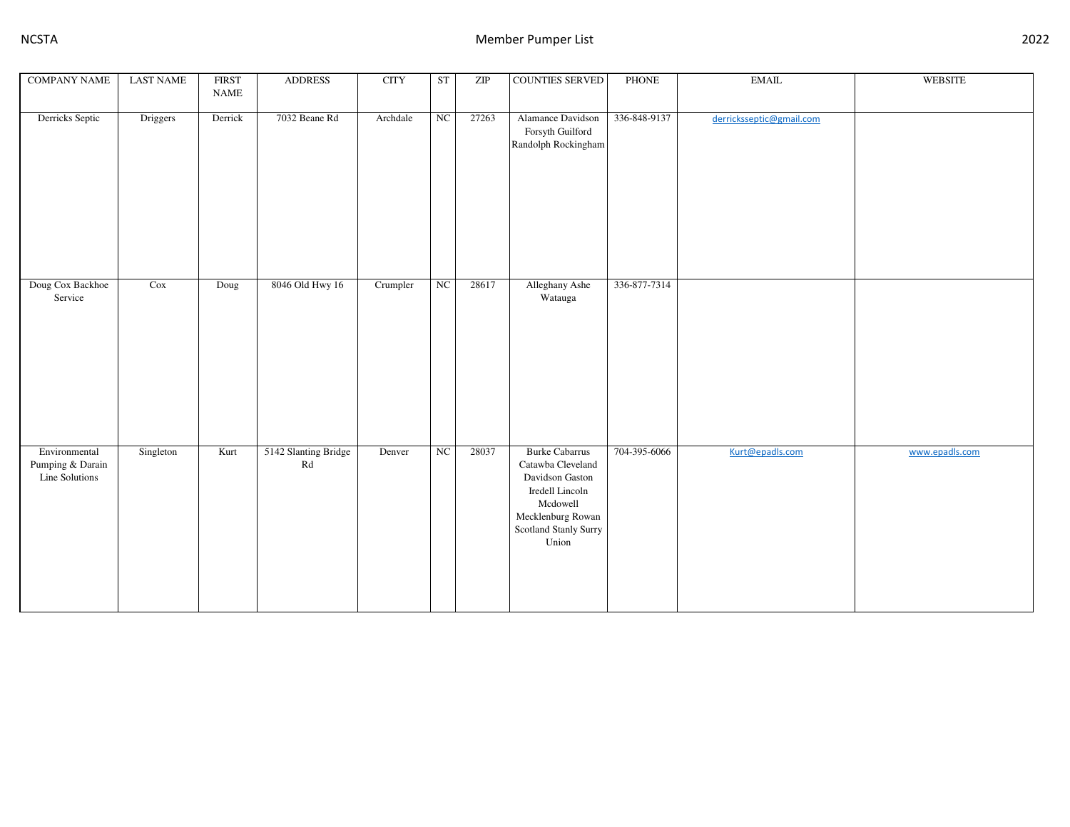| COMPANY NAME | LAST NAME | FIRST NAME | ADDRESS | CITY | ST | ZIP | COUNTIES SERVED | PHONE | EMAIL | WEBSITE |
| --- | --- | --- | --- | --- | --- | --- | --- | --- | --- | --- |
| Derricks Septic | Driggers | Derrick | 7032 Beane Rd | Archdale | NC | 27263 | Alamance Davidson Forsyth Guilford Randolph Rockingham | 336-848-9137 | derricksseptic@gmail.com | |
| Doug Cox Backhoe Service | Cox | Doug | 8046 Old Hwy 16 | Crumpler | NC | 28617 | Alleghany Ashe Watauga | 336-877-7314 | | |
| Environmental Pumping & Darain Line Solutions | Singleton | Kurt | 5142 Slanting Bridge Rd | Denver | NC | 28037 | Burke Cabarrus Catawba Cleveland Davidson Gaston Iredell Lincoln Mcdowell Mecklenburg Rowan Scotland Stanly Surry Union | 704-395-6066 | Kurt@epadls.com | www.epadls.com |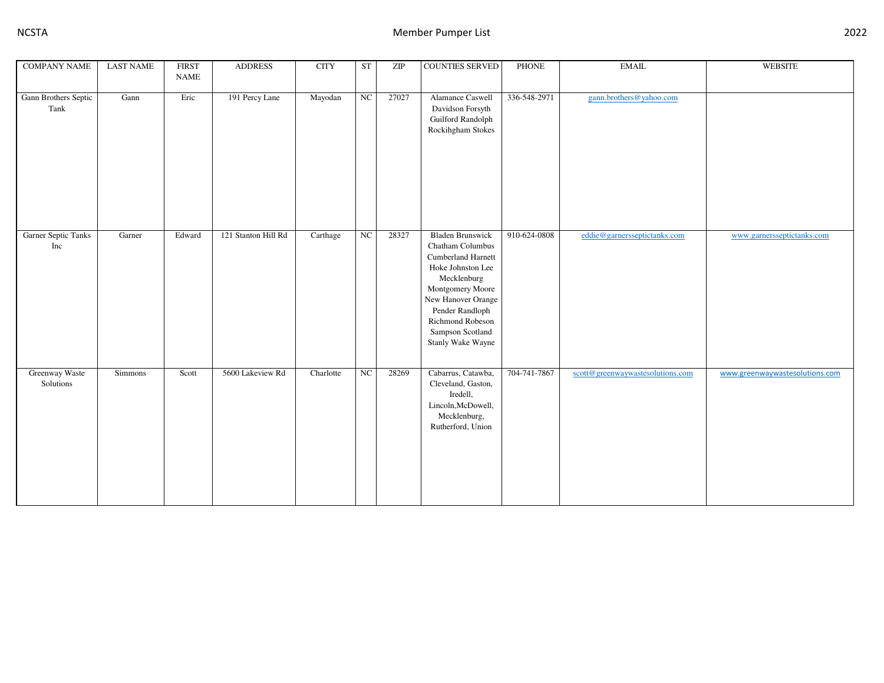| COMPANY NAME | LAST NAME | FIRST NAME | ADDRESS | CITY | ST | ZIP | COUNTIES SERVED | PHONE | EMAIL | WEBSITE |
|---|---|---|---|---|---|---|---|---|---|---|
| Gann Brothers Septic Tank | Gann | Eric | 191 Percy Lane | Mayodan | NC | 27027 | Alamance Caswell Davidson Forsyth Guilford Randolph Rockihgham Stokes | 336-548-2971 | gann.brothers@yahoo.com | |
| Garner Septic Tanks Inc | Garner | Edward | 121 Stanton Hill Rd | Carthage | NC | 28327 | Bladen Brunswick Chatham Columbus Cumberland Harnett Hoke Johnston Lee Mecklenburg Montgomery Moore New Hanover Orange Pender Randloph Richmond Robeson Sampson Scotland Stanly Wake Wayne | 910-624-0808 | eddie@garnersseptictanks.com | www.garnersseptictanks.com |
| Greenway Waste Solutions | Simmons | Scott | 5600 Lakeview Rd | Charlotte | NC | 28269 | Cabarrus, Catawba, Cleveland, Gaston, Iredell, Lincoln,McDowell, Mecklenburg, Rutherford, Union | 704-741-7867 | scott@greenwaywastesolutions.com | www.greenwaywastesolutions.com |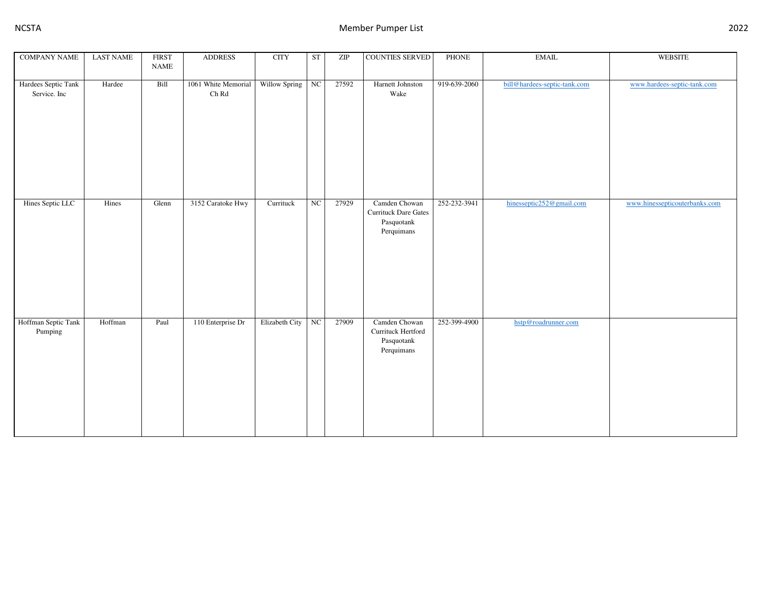| COMPANY NAME | LAST NAME | FIRST NAME | ADDRESS | CITY | ST | ZIP | COUNTIES SERVED | PHONE | EMAIL | WEBSITE |
|---|---|---|---|---|---|---|---|---|---|---|
| Hardees Septic Tank Service. Inc | Hardee | Bill | 1061 White Memorial Ch Rd | Willow Spring | NC | 27592 | Harnett Johnston Wake | 919-639-2060 | bill@hardees-septic-tank.com | www.hardees-septic-tank.com |
| Hines Septic LLC | Hines | Glenn | 3152 Caratoke Hwy | Currituck | NC | 27929 | Camden Chowan Currituck Dare Gates Pasquotank Perquimans | 252-232-3941 | hinesseptic252@gmail.com | www.hinessepticouterbanks.com |
| Hoffman Septic Tank Pumping | Hoffman | Paul | 110 Enterprise Dr | Elizabeth City | NC | 27909 | Camden Chowan Currituck Hertford Pasquotank Perquimans | 252-399-4900 | hstp@roadrunner.com | |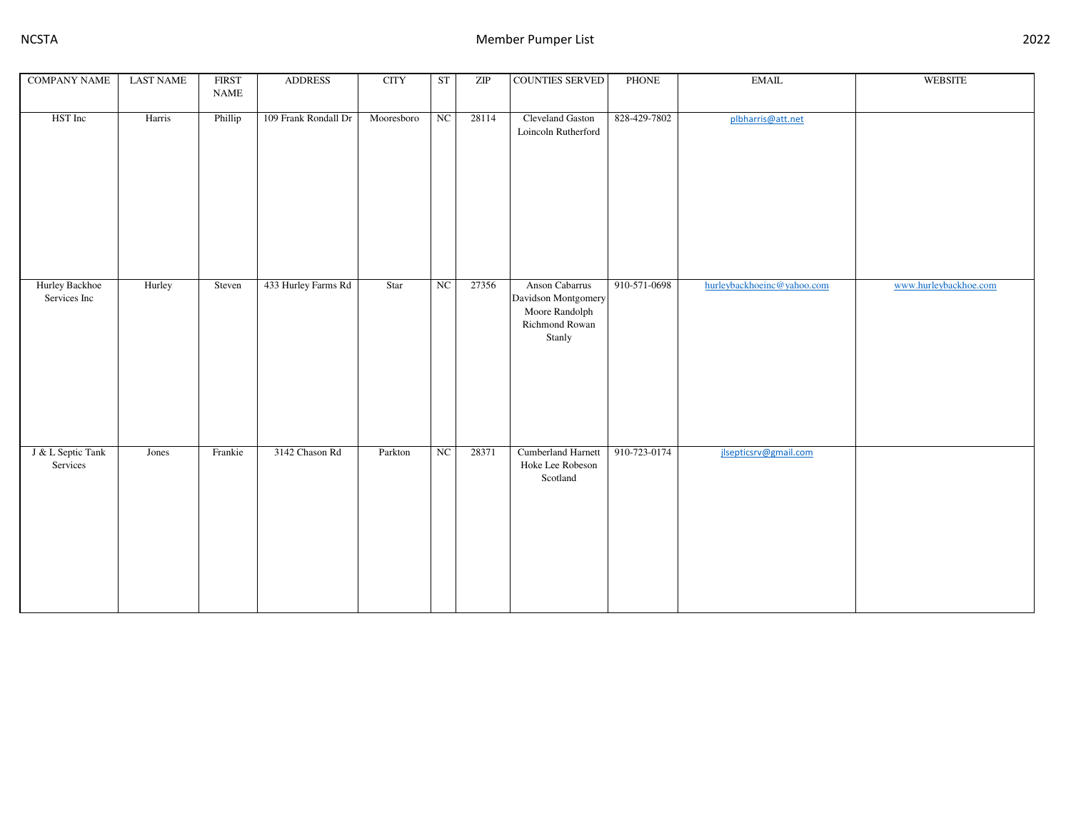| COMPANY NAME | LAST NAME | FIRST NAME | ADDRESS | CITY | ST | ZIP | COUNTIES SERVED | PHONE | EMAIL | WEBSITE |
|---|---|---|---|---|---|---|---|---|---|---|
| HST Inc | Harris | Phillip | 109 Frank Rondall Dr | Mooresboro | NC | 28114 | Cleveland Gaston Loincoln Rutherford | 828-429-7802 | plbharris@att.net | |
| Hurley Backhoe Services Inc | Hurley | Steven | 433 Hurley Farms Rd | Star | NC | 27356 | Anson Cabarrus Davidson Montgomery Moore Randolph Richmond Rowan Stanly | 910-571-0698 | hurleybackhoeinc@yahoo.com | www.hurleybackhoe.com |
| J & L Septic Tank Services | Jones | Frankie | 3142 Chason Rd | Parkton | NC | 28371 | Cumberland Harnett Hoke Lee Robeson Scotland | 910-723-0174 | jlsepticsrv@gmail.com | |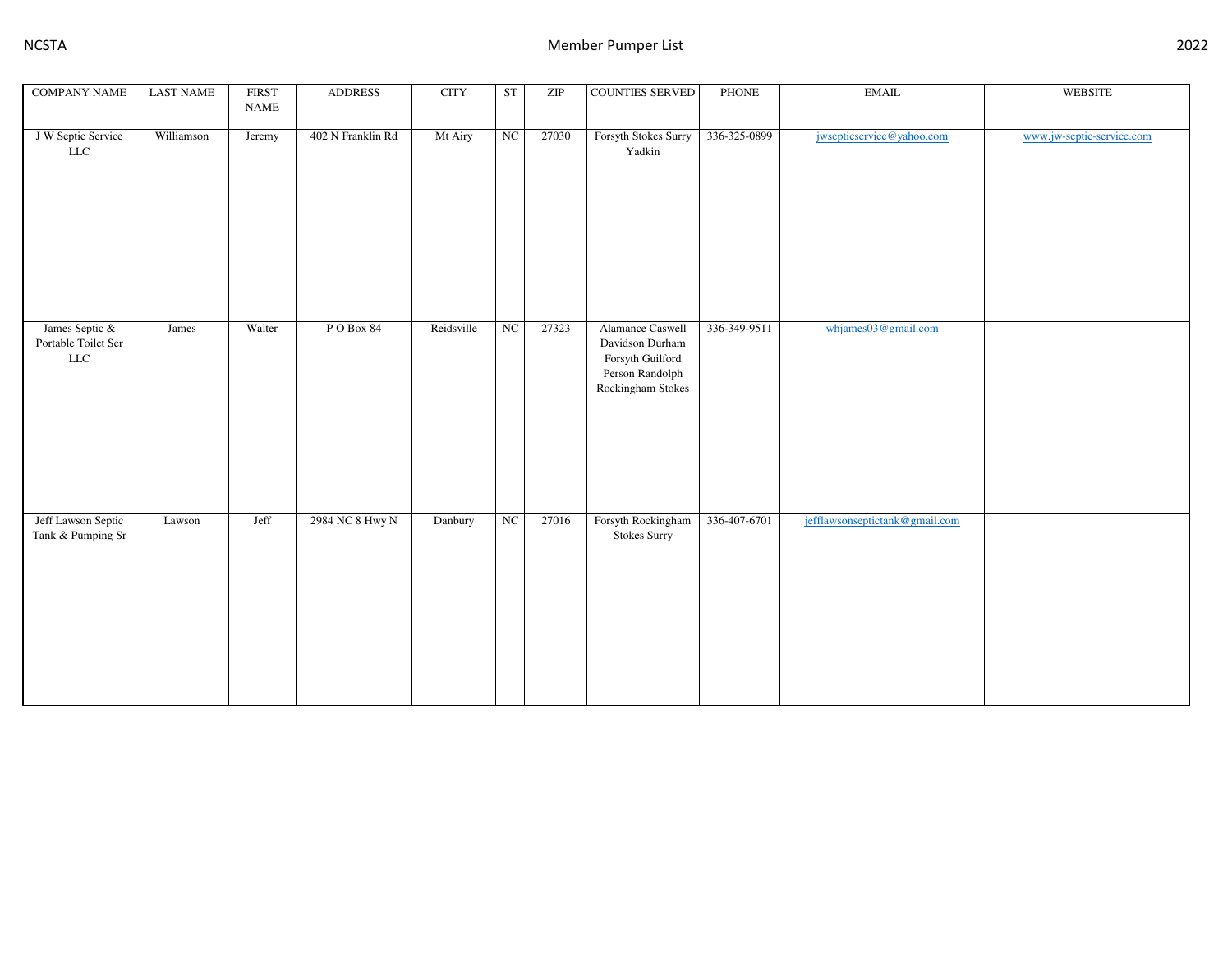| COMPANY NAME | LAST NAME | FIRST NAME | ADDRESS | CITY | ST | ZIP | COUNTIES SERVED | PHONE | EMAIL | WEBSITE |
|---|---|---|---|---|---|---|---|---|---|---|
| J W Septic Service LLC | Williamson | Jeremy | 402 N Franklin Rd | Mt Airy | NC | 27030 | Forsyth Stokes Surry Yadkin | 336-325-0899 | jwsepticservice@yahoo.com | www.jw-septic-service.com |
| James Septic & Portable Toilet Ser LLC | James | Walter | P O Box 84 | Reidsville | NC | 27323 | Alamance Caswell Davidson Durham Forsyth Guilford Person Randolph Rockingham Stokes | 336-349-9511 | whjames03@gmail.com | |
| Jeff Lawson Septic Tank & Pumping Sr | Lawson | Jeff | 2984 NC 8 Hwy N | Danbury | NC | 27016 | Forsyth Rockingham Stokes Surry | 336-407-6701 | jefflawsonseptictank@gmail.com | |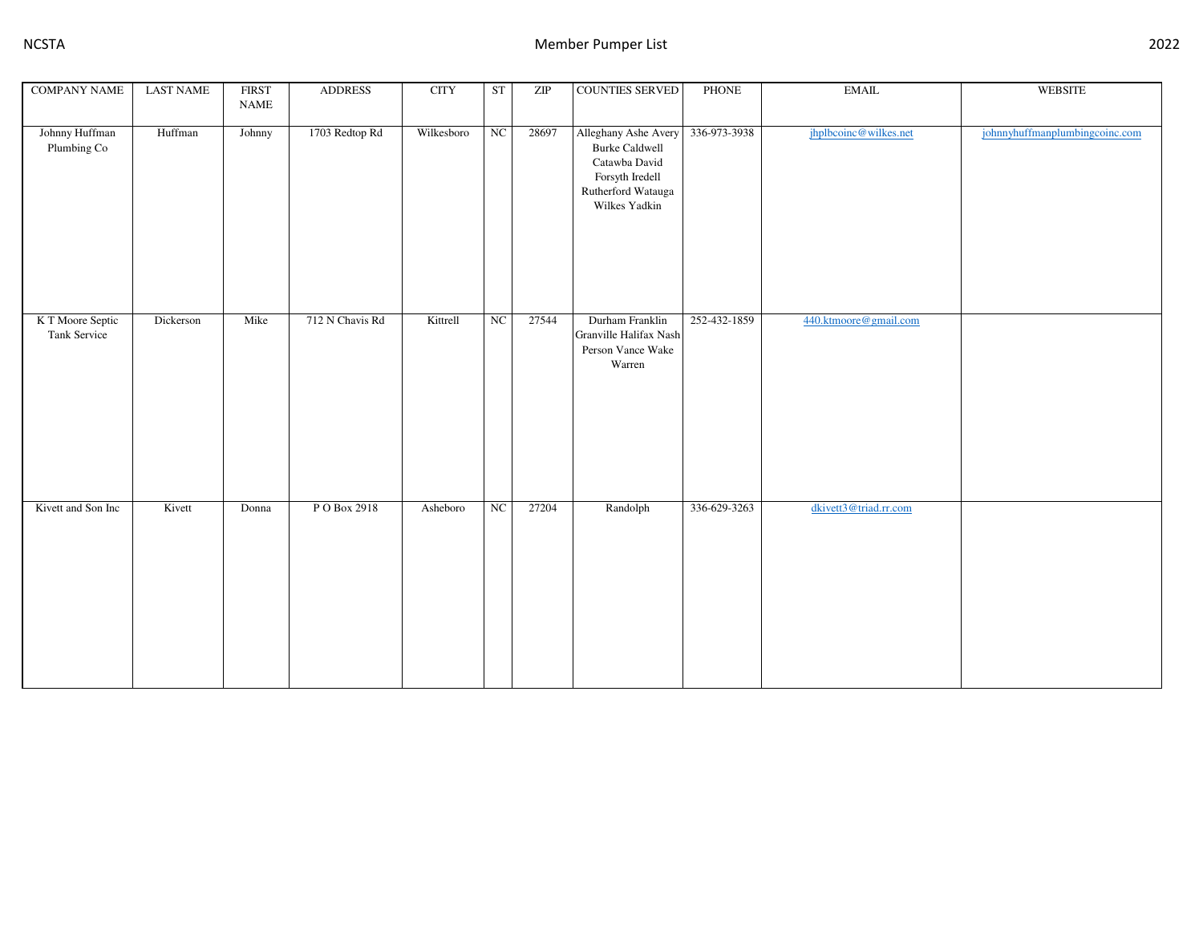| COMPANY NAME | LAST NAME | FIRST NAME | ADDRESS | CITY | ST | ZIP | COUNTIES SERVED | PHONE | EMAIL | WEBSITE |
|---|---|---|---|---|---|---|---|---|---|---|
| Johnny Huffman Plumbing Co | Huffman | Johnny | 1703 Redtop Rd | Wilkesboro | NC | 28697 | Alleghany Ashe Avery Burke Caldwell Catawba David Forsyth Iredell Rutherford Watauga Wilkes Yadkin | 336-973-3938 | jhplbcoinc@wilkes.net | johnnyhuffmanplumbingcoinc.com |
| K T Moore Septic Tank Service | Dickerson | Mike | 712 N Chavis Rd | Kittrell | NC | 27544 | Durham Franklin Granville Halifax Nash Person Vance Wake Warren | 252-432-1859 | 440.ktmoore@gmail.com | |
| Kivett and Son Inc | Kivett | Donna | P O Box 2918 | Asheboro | NC | 27204 | Randolph | 336-629-3263 | dkivett3@triad.rr.com | |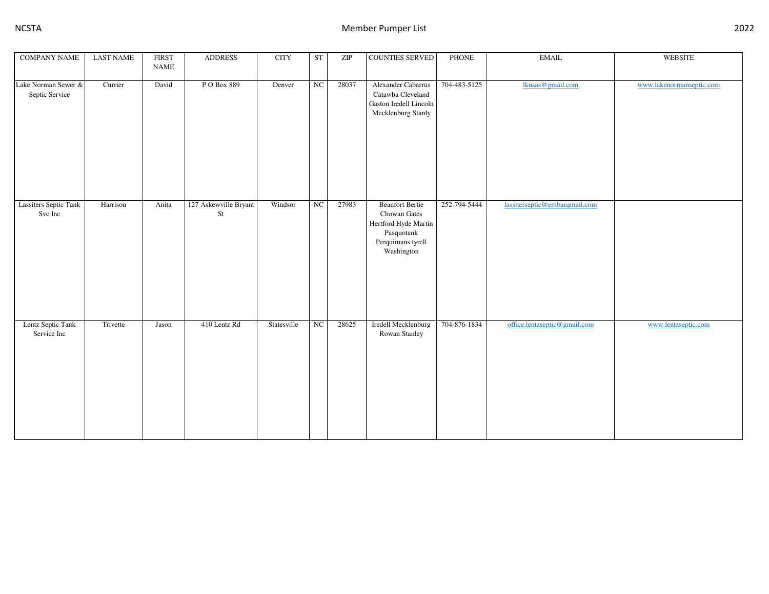| COMPANY NAME | LAST NAME | FIRST NAME | ADDRESS | CITY | ST | ZIP | COUNTIES SERVED | PHONE | EMAIL | WEBSITE |
|---|---|---|---|---|---|---|---|---|---|---|
| Lake Norman Sewer & Septic Service | Currier | David | P O Box 889 | Denver | NC | 28037 | Alexander Cabarrus Catawba Cleveland Gaston Iredell Lincoln Mecklenburg Stanly | 704-483-5125 | lknsas@gmail.com | www.lakenormanseptic.com |
| Lassiters Septic Tank Svc Inc | Harrison | Anita | 127 Askewville Bryant St | Windsor | NC | 27983 | Beaufort Bertie Chowan Gates Hertford Hyde Martin Pasquotank Perquimans tyrell Washington | 252-794-5444 | lassiterseptic@embarqmail.com | |
| Lentz Septic Tank Service Inc | Trivette | Jason | 410 Lentz Rd | Statesville | NC | 28625 | Iredell Mecklenburg Rowan Stanley | 704-876-1834 | office.lentzseptic@gmail.com | www.lentzseptic.com |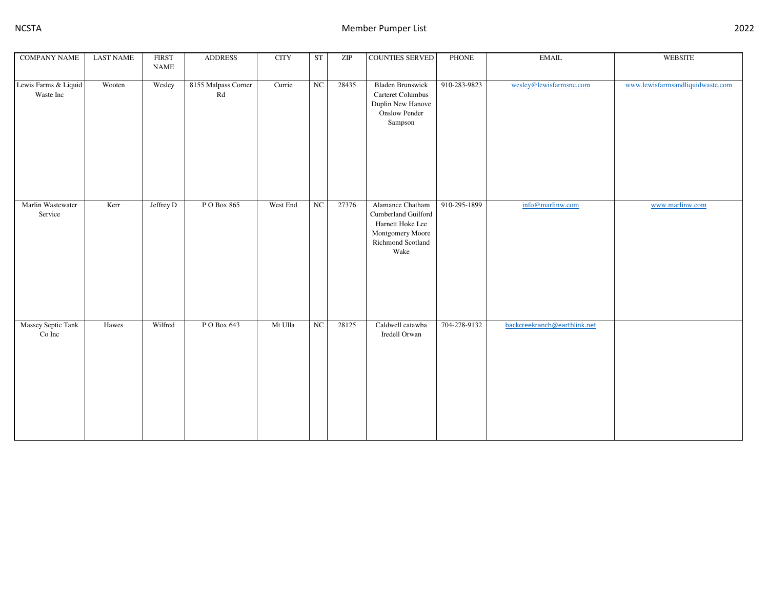| COMPANY NAME | LAST NAME | FIRST NAME | ADDRESS | CITY | ST | ZIP | COUNTIES SERVED | PHONE | EMAIL | WEBSITE |
|---|---|---|---|---|---|---|---|---|---|---|
| Lewis Farms & Liquid Waste Inc | Wooten | Wesley | 8155 Malpass Corner Rd | Currie | NC | 28435 | Bladen Brunswick Carteret Columbus Duplin New Hanove Onslow Pender Sampson | 910-283-9823 | wesley@lewisfarmsnc.com | www.lewisfarmsandliquidwaste.com |
| Marlin Wastewater Service | Kerr | Jeffrey D | P O Box 865 | West End | NC | 27376 | Alamance Chatham Cumberland Guilford Harnett Hoke Lee Montgomery Moore Richmond Scotland Wake | 910-295-1899 | info@marlinw.com | www.marlinw.com |
| Massey Septic Tank Co Inc | Hawes | Wilfred | P O Box 643 | Mt Ulla | NC | 28125 | Caldwell catawba Iredell Orwan | 704-278-9132 | backcreekranch@earthlink.net | |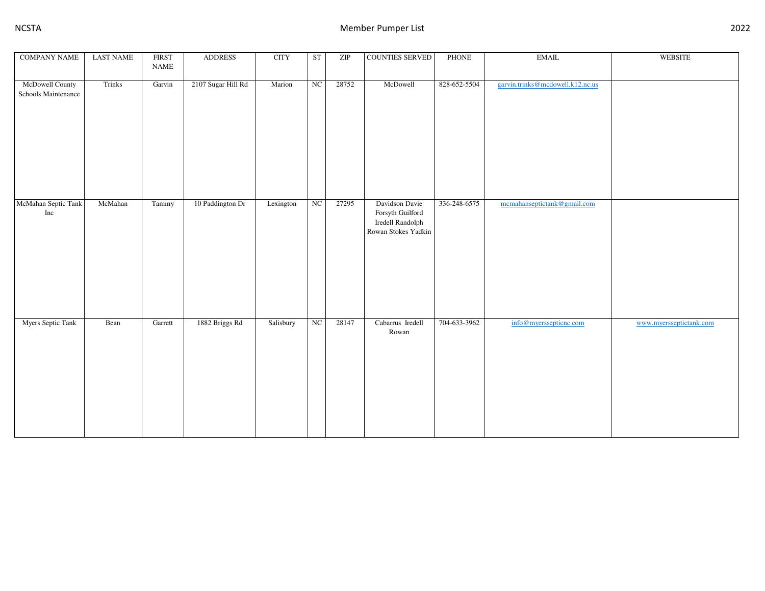| COMPANY NAME | LAST NAME | FIRST NAME | ADDRESS | CITY | ST | ZIP | COUNTIES SERVED | PHONE | EMAIL | WEBSITE |
|---|---|---|---|---|---|---|---|---|---|---|
| McDowell County Schools Maintenance | Trinks | Garvin | 2107 Sugar Hill Rd | Marion | NC | 28752 | McDowell | 828-652-5504 | garvin.trinks@mcdowell.k12.nc.us | |
| McMahan Septic Tank Inc | McMahan | Tammy | 10 Paddington Dr | Lexington | NC | 27295 | Davidson Davie Forsyth Guilford Iredell Randolph Rowan Stokes Yadkin | 336-248-6575 | mcmahanseptictank@gmail.com | |
| Myers Septic Tank | Bean | Garrett | 1882 Briggs Rd | Salisbury | NC | 28147 | Cabarrus Iredell Rowan | 704-633-3962 | info@myersseptícnc.com | www.myersseptictank.com |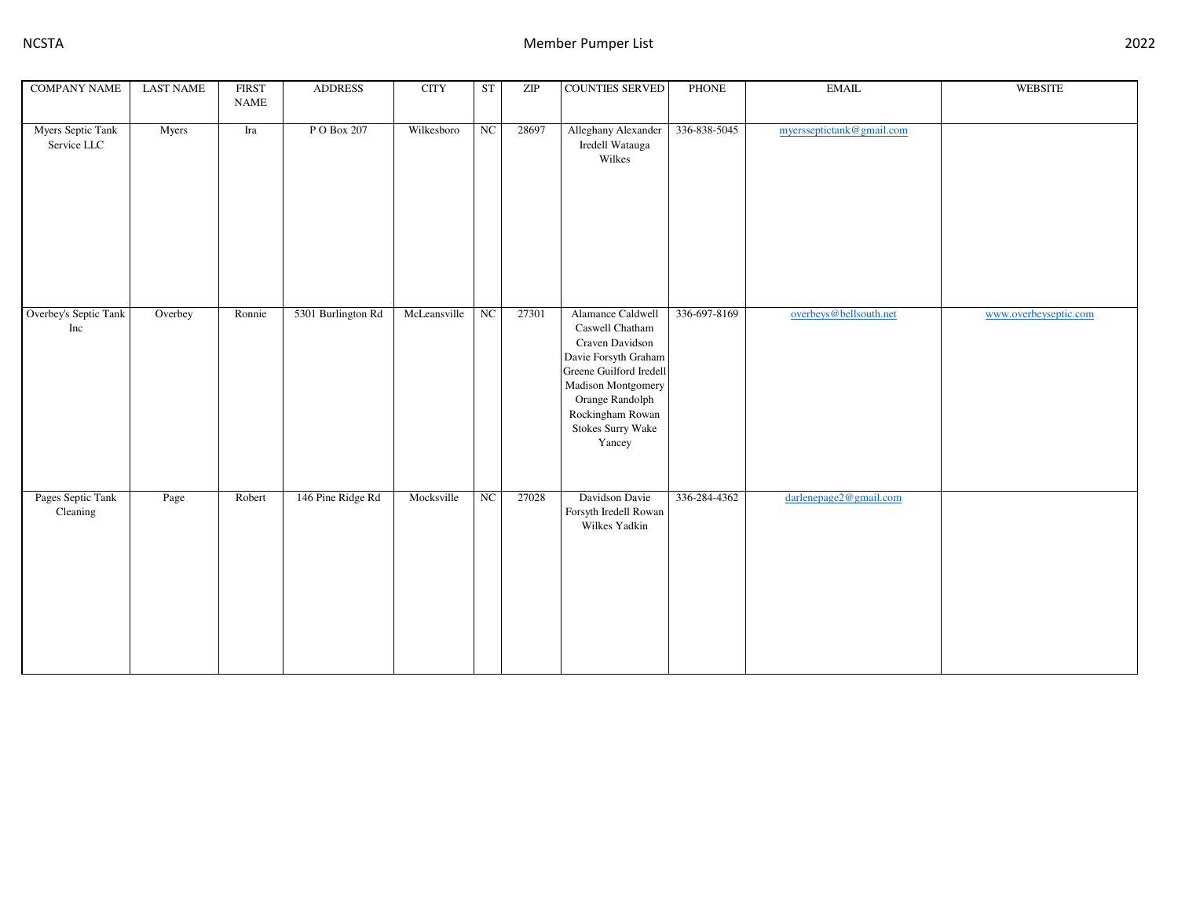| COMPANY NAME | LAST NAME | FIRST NAME | ADDRESS | CITY | ST | ZIP | COUNTIES SERVED | PHONE | EMAIL | WEBSITE |
|---|---|---|---|---|---|---|---|---|---|---|
| Myers Septic Tank Service LLC | Myers | Ira | P O Box 207 | Wilkesboro | NC | 28697 | Alleghany Alexander Iredell Watauga Wilkes | 336-838-5045 | myersseptictank@gmail.com | |
| Overbey's Septic Tank Inc | Overbey | Ronnie | 5301 Burlington Rd | McLeansville | NC | 27301 | Alamance Caldwell Caswell Chatham Craven Davidson Davie Forsyth Graham Greene Guilford Iredell Madison Montgomery Orange Randolph Rockingham Rowan Stokes Surry Wake Yancey | 336-697-8169 | overbeys@bellsouth.net | www.overbeyseptic.com |
| Pages Septic Tank Cleaning | Page | Robert | 146 Pine Ridge Rd | Mocksville | NC | 27028 | Davidson Davie Forsyth Iredell Rowan Wilkes Yadkin | 336-284-4362 | darlenepage2@gmail.com | |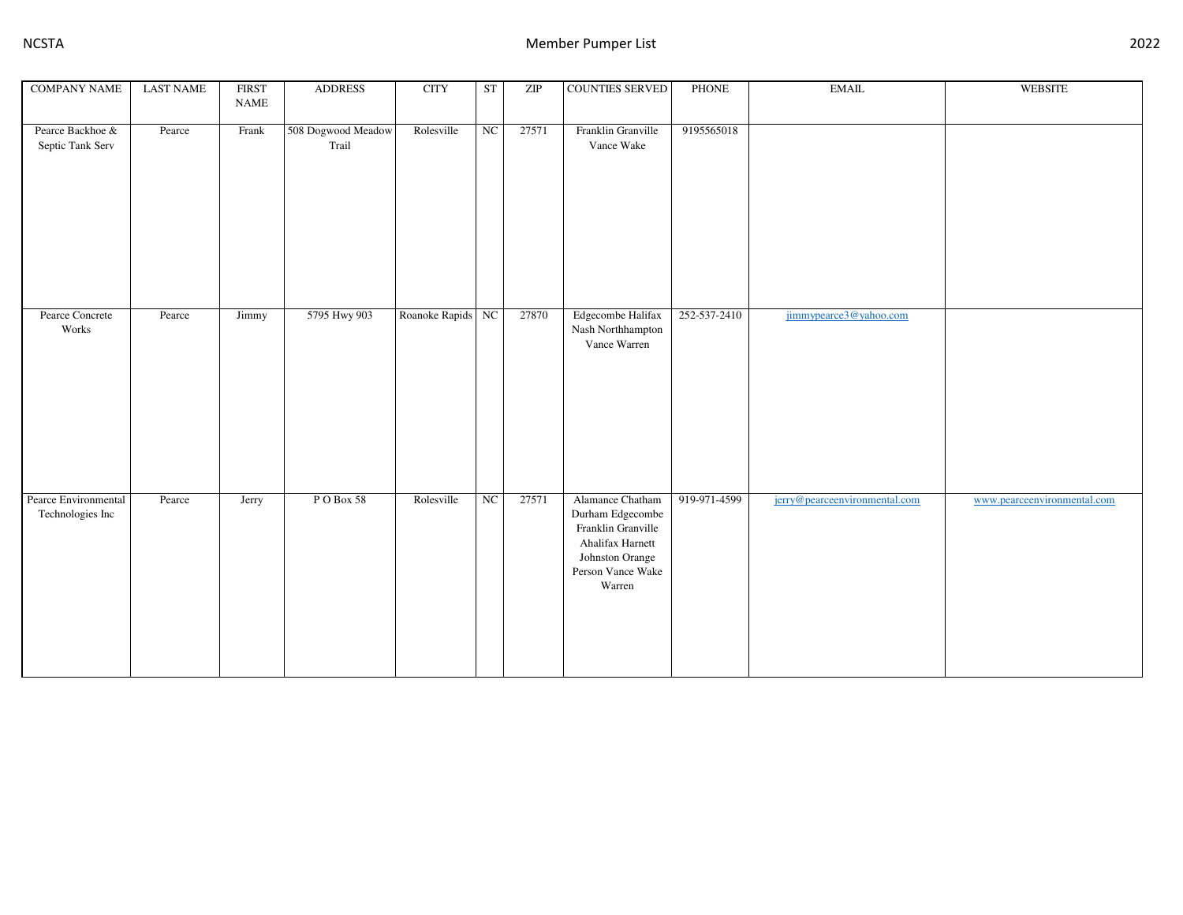| COMPANY NAME | LAST NAME | FIRST NAME | ADDRESS | CITY | ST | ZIP | COUNTIES SERVED | PHONE | EMAIL | WEBSITE |
|---|---|---|---|---|---|---|---|---|---|---|
| Pearce Backhoe & Septic Tank Serv | Pearce | Frank | 508 Dogwood Meadow Trail | Rolesville | NC | 27571 | Franklin Granville Vance Wake | 9195565018 | | |
| Pearce Concrete Works | Pearce | Jimmy | 5795 Hwy 903 | Roanoke Rapids | NC | 27870 | Edgecombe Halifax Nash Northhampton Vance Warren | 252-537-2410 | jimmypearce3@yahoo.com | |
| Pearce Environmental Technologies Inc | Pearce | Jerry | P O Box 58 | Rolesville | NC | 27571 | Alamance Chatham Durham Edgecombe Franklin Granville Ahalifax Harnett Johnston Orange Person Vance Wake Warren | 919-971-4599 | jerry@pearceenvironmental.com | www.pearceenvironmental.com |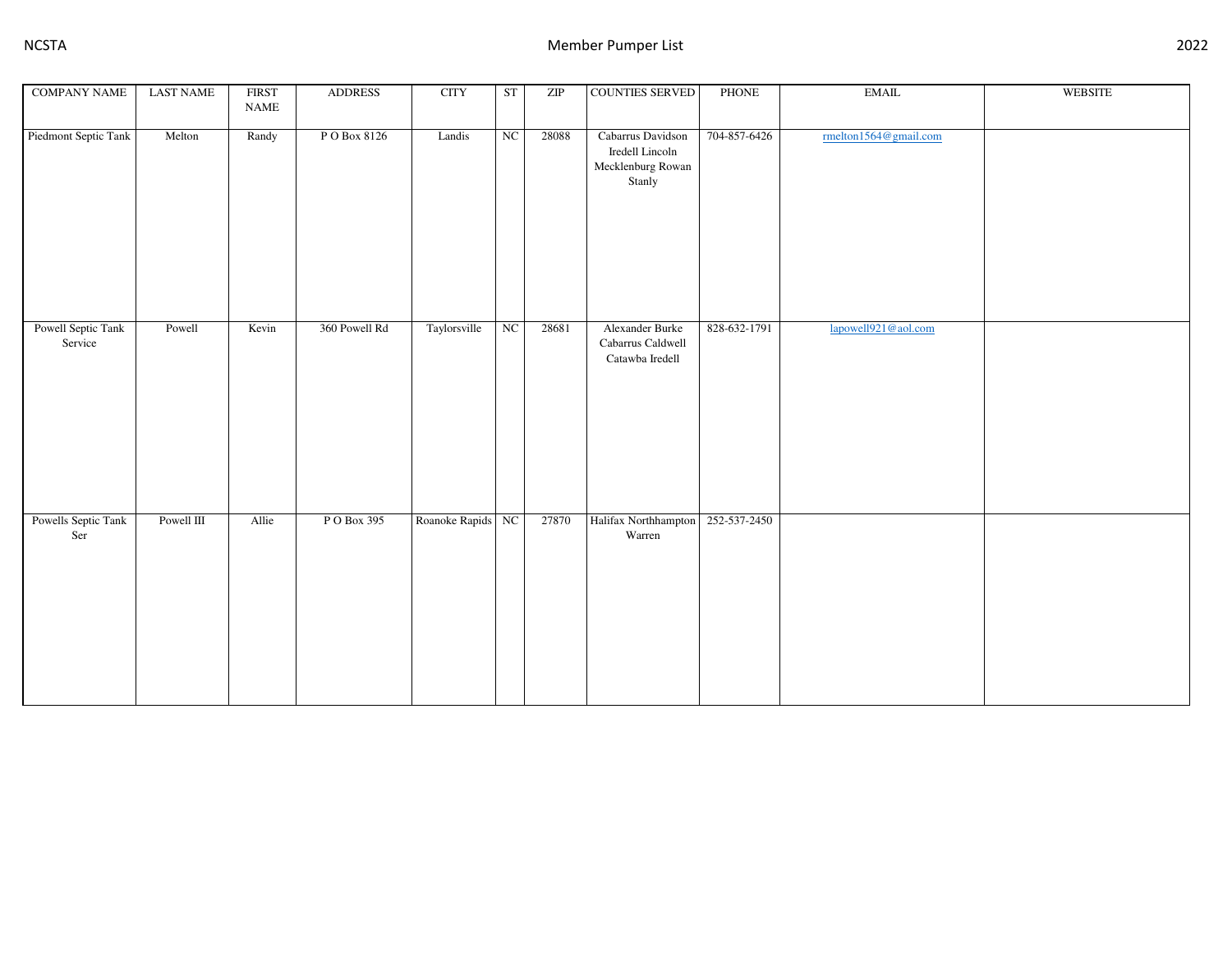| COMPANY NAME | LAST NAME | FIRST NAME | ADDRESS | CITY | ST | ZIP | COUNTIES SERVED | PHONE | EMAIL | WEBSITE |
|---|---|---|---|---|---|---|---|---|---|---|
| Piedmont Septic Tank | Melton | Randy | P O Box 8126 | Landis | NC | 28088 | Cabarrus Davidson Iredell Lincoln Mecklenburg Rowan Stanly | 704-857-6426 | rmelton1564@gmail.com | |
| Powell Septic Tank Service | Powell | Kevin | 360 Powell Rd | Taylorsville | NC | 28681 | Alexander Burke Cabarrus Caldwell Catawba Iredell | 828-632-1791 | lapowell921@aol.com | |
| Powells Septic Tank Ser | Powell III | Allie | P O Box 395 | Roanoke Rapids | NC | 27870 | Halifax Northhampton Warren | 252-537-2450 | | |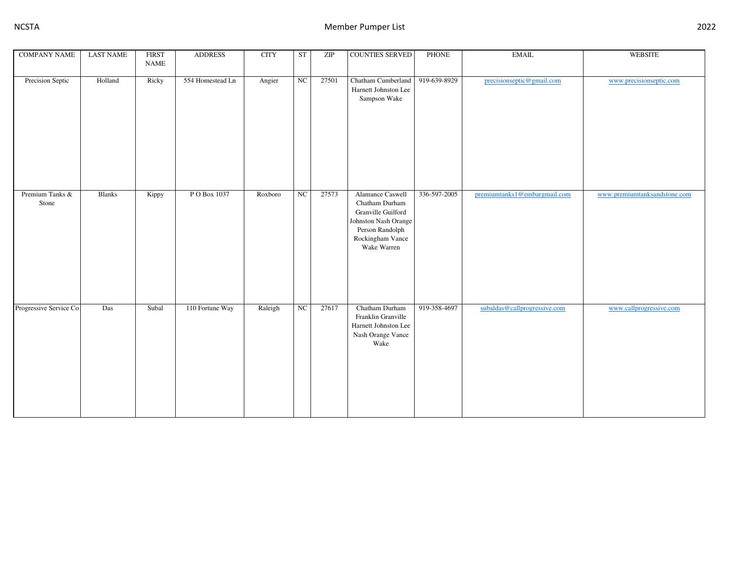| COMPANY NAME | LAST NAME | FIRST NAME | ADDRESS | CITY | ST | ZIP | COUNTIES SERVED | PHONE | EMAIL | WEBSITE |
|---|---|---|---|---|---|---|---|---|---|---|
| Precision Septic | Holland | Ricky | 554 Homestead Ln | Angier | NC | 27501 | Chatham Cumberland Harnett Johnston Lee Sampson Wake | 919-639-8929 | precisionseptic@gmail.com | www.precisionseptic.com |
| Premium Tanks & Stone | Blanks | Kippy | P O Box 1037 | Roxboro | NC | 27573 | Alamance Caswell Chatham Durham Granville Guilford Johnston Nash Orange Person Randolph Rockingham Vance Wake Warren | 336-597-2005 | premiumtanks1@embargmail.com | www.premiumtanksandstone.com |
| Progressive Service Co | Das | Subal | 110 Fortune Way | Raleigh | NC | 27617 | Chatham Durham Franklin Granville Harnett Johnston Lee Nash Orange Vance Wake | 919-358-4697 | subaldas@callprogressive.com | www.callprogressive.com |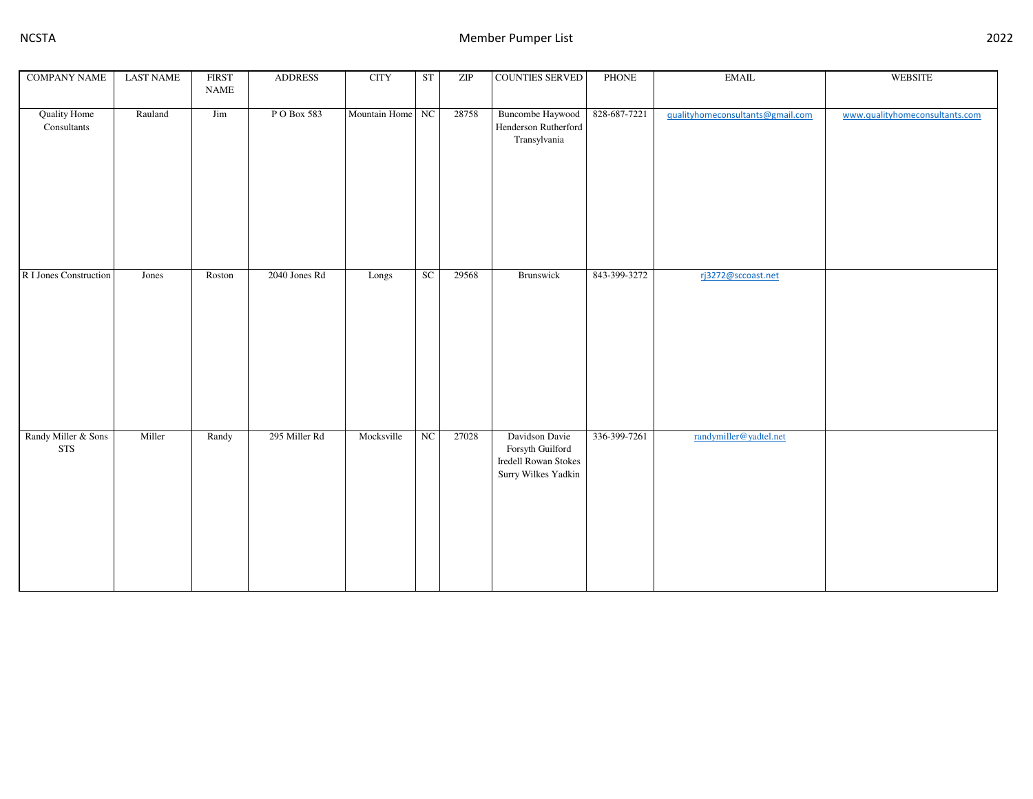| COMPANY NAME | LAST NAME | FIRST NAME | ADDRESS | CITY | ST | ZIP | COUNTIES SERVED | PHONE | EMAIL | WEBSITE |
| --- | --- | --- | --- | --- | --- | --- | --- | --- | --- | --- |
| Quality Home Consultants | Rauland | Jim | P O Box 583 | Mountain Home | NC | 28758 | Buncombe Haywood Henderson Rutherford Transylvania | 828-687-7221 | qualityhomeconsultants@gmail.com | www.qualityhomeconsultants.com |
| R I Jones Construction | Jones | Roston | 2040 Jones Rd | Longs | SC | 29568 | Brunswick | 843-399-3272 | rj3272@sccoast.net | |
| Randy Miller & Sons STS | Miller | Randy | 295 Miller Rd | Mocksville | NC | 27028 | Davidson Davie Forsyth Guilford Iredell Rowan Stokes Surry Wilkes Yadkin | 336-399-7261 | randymiller@yadtel.net | |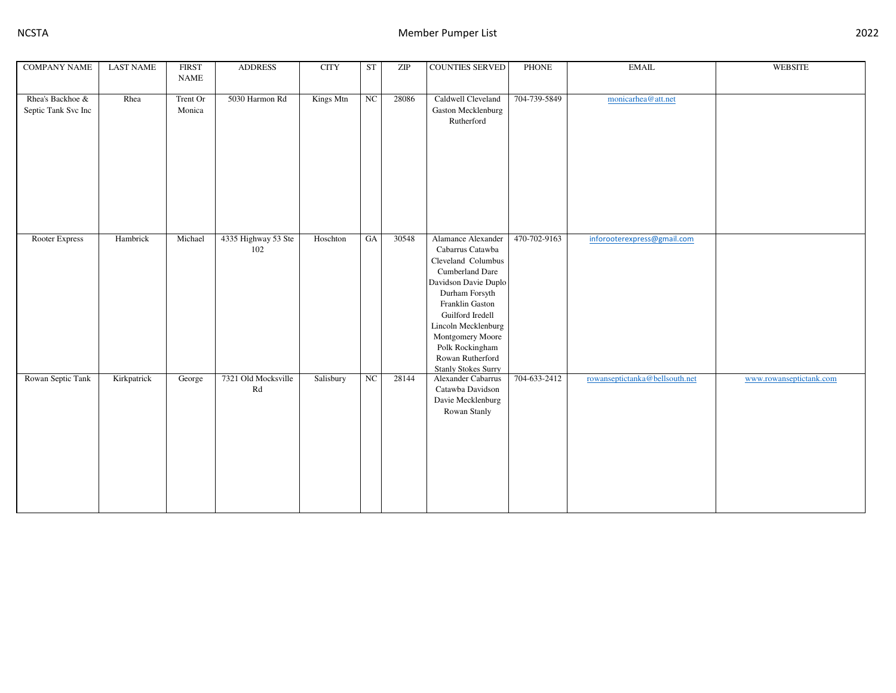| COMPANY NAME | LAST NAME | FIRST NAME | ADDRESS | CITY | ST | ZIP | COUNTIES SERVED | PHONE | EMAIL | WEBSITE |
|---|---|---|---|---|---|---|---|---|---|---|
| Rhea's Backhoe & Septic Tank Svc Inc | Rhea | Trent Or Monica | 5030 Harmon Rd | Kings Mtn | NC | 28086 | Caldwell Cleveland Gaston Mecklenburg Rutherford | 704-739-5849 | monicarhea@att.net | |
| Rooter Express | Hambrick | Michael | 4335 Highway 53 Ste 102 | Hoschton | GA | 30548 | Alamance Alexander Cabarrus Catawba Cleveland Columbus Cumberland Dare Davidson Davie Duplo Durham Forsyth Franklin Gaston Guilford Iredell Lincoln Mecklenburg Montgomery Moore Polk Rockingham Rowan Rutherford Stanly Stokes Surry | 470-702-9163 | inforooterexpress@gmail.com | |
| Rowan Septic Tank | Kirkpatrick | George | 7321 Old Mocksville Rd | Salisbury | NC | 28144 | Alexander Cabarrus Catawba Davidson Davie Mecklenburg Rowan Stanly | 704-633-2412 | rowanseptictanka@bellsouth.net | www.rowanseptictank.com |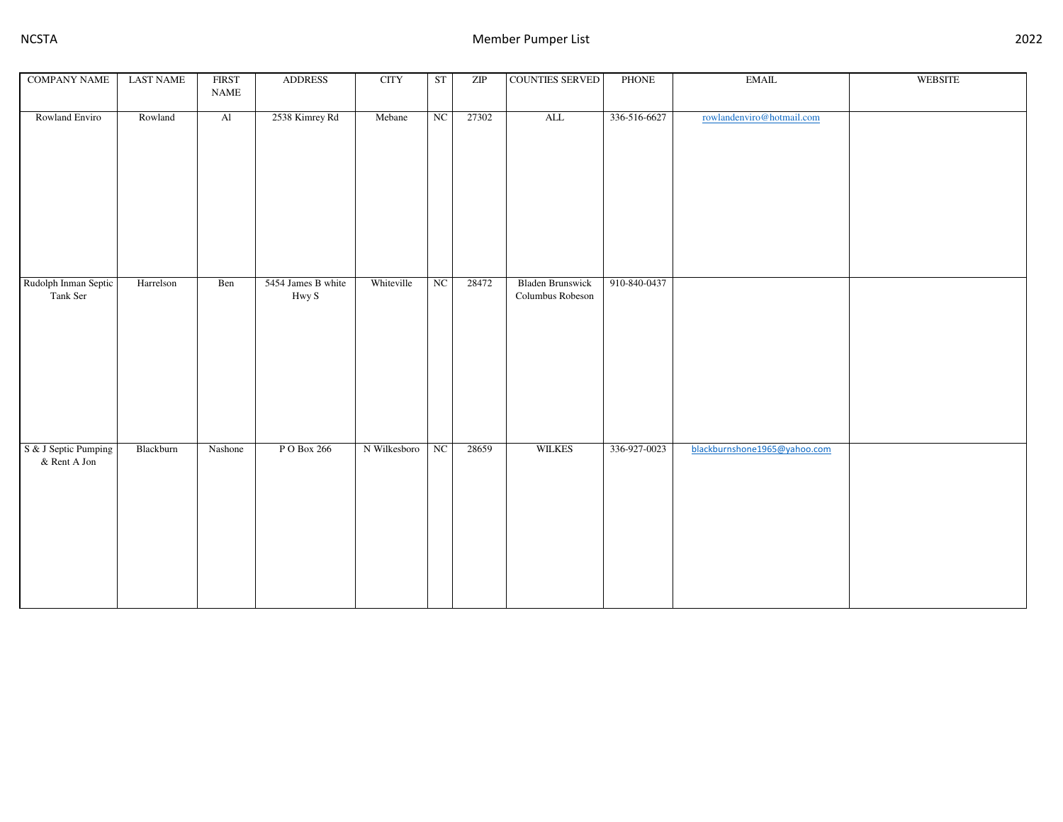| COMPANY NAME | LAST NAME | FIRST NAME | ADDRESS | CITY | ST | ZIP | COUNTIES SERVED | PHONE | EMAIL | WEBSITE |
|---|---|---|---|---|---|---|---|---|---|---|
| Rowland Enviro | Rowland | Al | 2538 Kimrey Rd | Mebane | NC | 27302 | ALL | 336-516-6627 | rowlandenviro@hotmail.com | |
| Rudolph Inman Septic Tank Ser | Harrelson | Ben | 5454 James B white Hwy S | Whiteville | NC | 28472 | Bladen Brunswick Columbus Robeson | 910-840-0437 | | |
| S & J Septic Pumping & Rent A Jon | Blackburn | Nashone | P O Box 266 | N Wilkesboro | NC | 28659 | WILKES | 336-927-0023 | blackburnshone1965@yahoo.com | |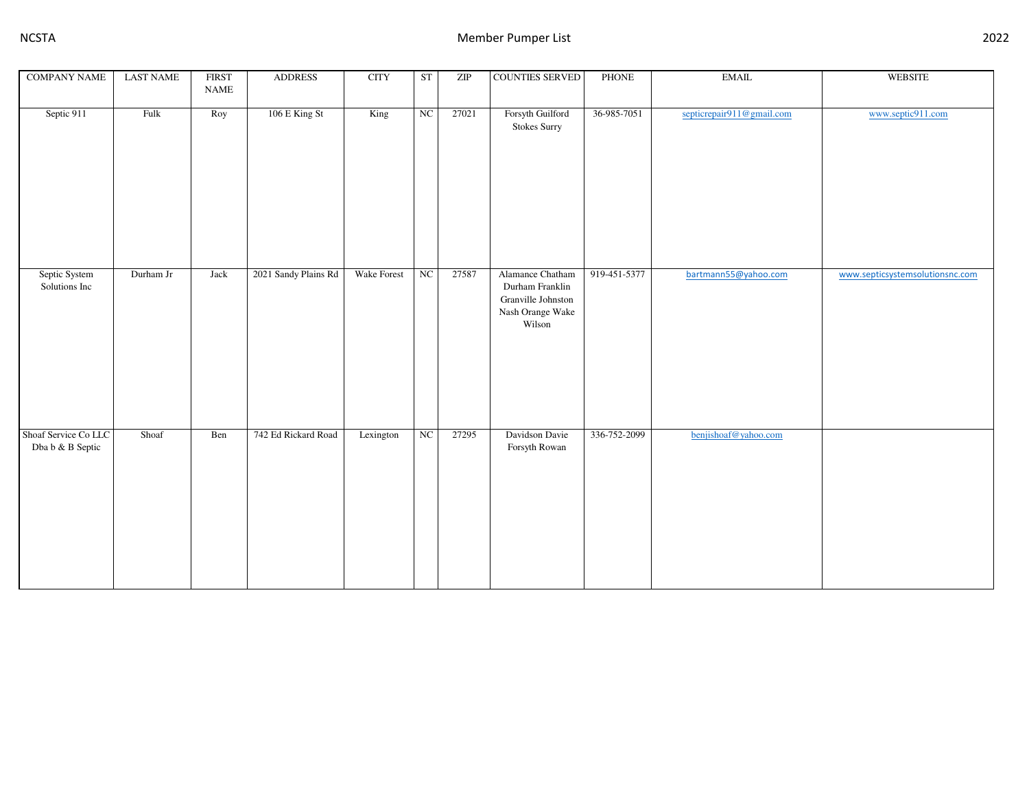| COMPANY NAME | LAST NAME | FIRST NAME | ADDRESS | CITY | ST | ZIP | COUNTIES SERVED | PHONE | EMAIL | WEBSITE |
|---|---|---|---|---|---|---|---|---|---|---|
| Septic 911 | Fulk | Roy | 106 E King St | King | NC | 27021 | Forsyth Guilford Stokes Surry | 36-985-7051 | septicrepair911@gmail.com | www.septic911.com |
| Septic System Solutions Inc | Durham Jr | Jack | 2021 Sandy Plains Rd | Wake Forest | NC | 27587 | Alamance Chatham Durham Franklin Granville Johnston Nash Orange Wake Wilson | 919-451-5377 | bartmann55@yahoo.com | www.septicsystemsolutionsnc.com |
| Shoaf Service Co LLC Dba b & B Septic | Shoaf | Ben | 742 Ed Rickard Road | Lexington | NC | 27295 | Davidson Davie Forsyth Rowan | 336-752-2099 | benjishoaf@yahoo.com | |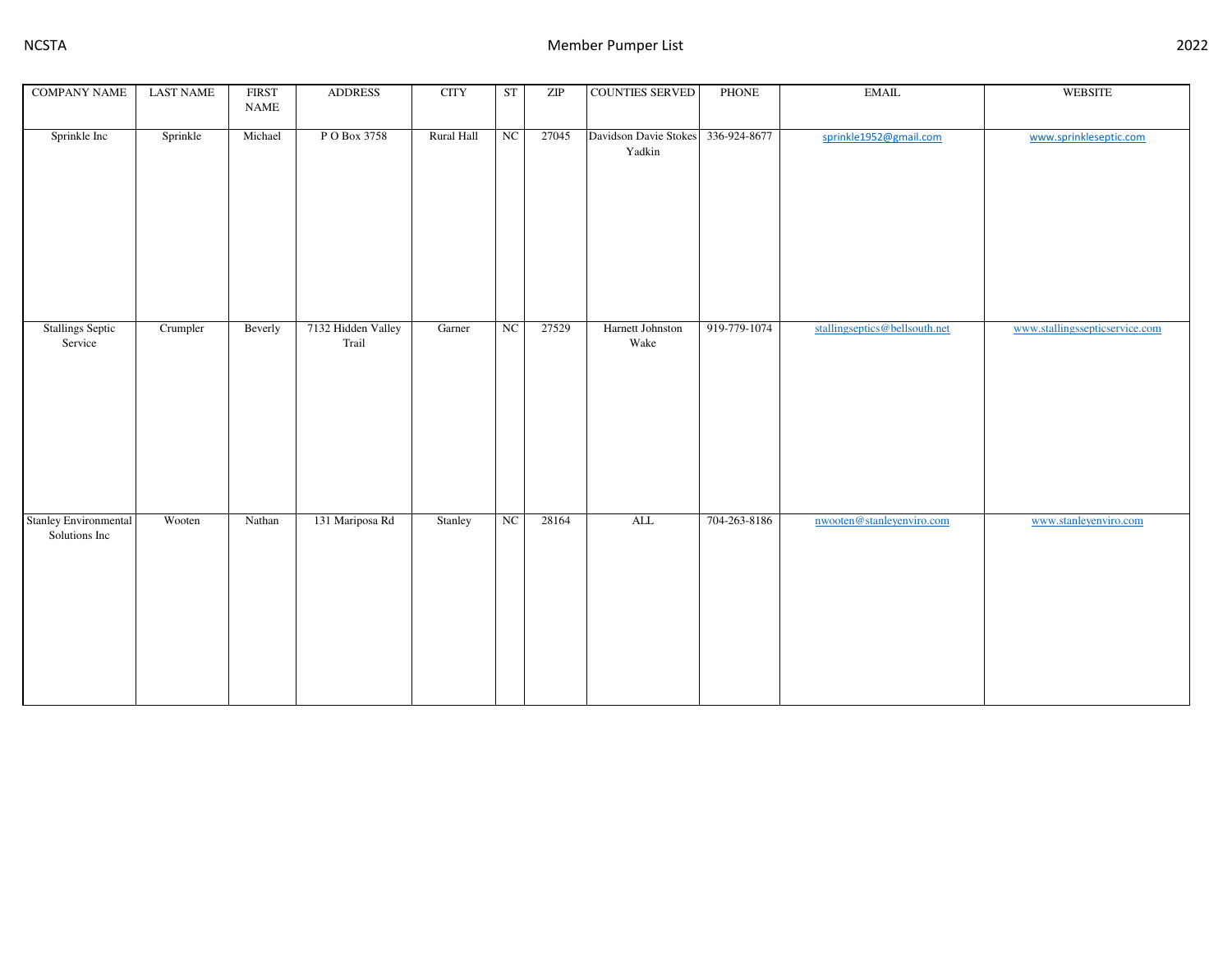| COMPANY NAME | LAST NAME | FIRST NAME | ADDRESS | CITY | ST | ZIP | COUNTIES SERVED | PHONE | EMAIL | WEBSITE |
|---|---|---|---|---|---|---|---|---|---|---|
| Sprinkle Inc | Sprinkle | Michael | P O Box 3758 | Rural Hall | NC | 27045 | Davidson Davie Stokes Yadkin | 336-924-8677 | sprinkle1952@gmail.com | www.sprinkleseptic.com |
| Stallings Septic Service | Crumpler | Beverly | 7132 Hidden Valley Trail | Garner | NC | 27529 | Harnett Johnston Wake | 919-779-1074 | stallingseptics@bellsouth.net | www.stallingssepticservice.com |
| Stanley Environmental Solutions Inc | Wooten | Nathan | 131 Mariposa Rd | Stanley | NC | 28164 | ALL | 704-263-8186 | nwooten@stanleyenviro.com | www.stanleyenviro.com |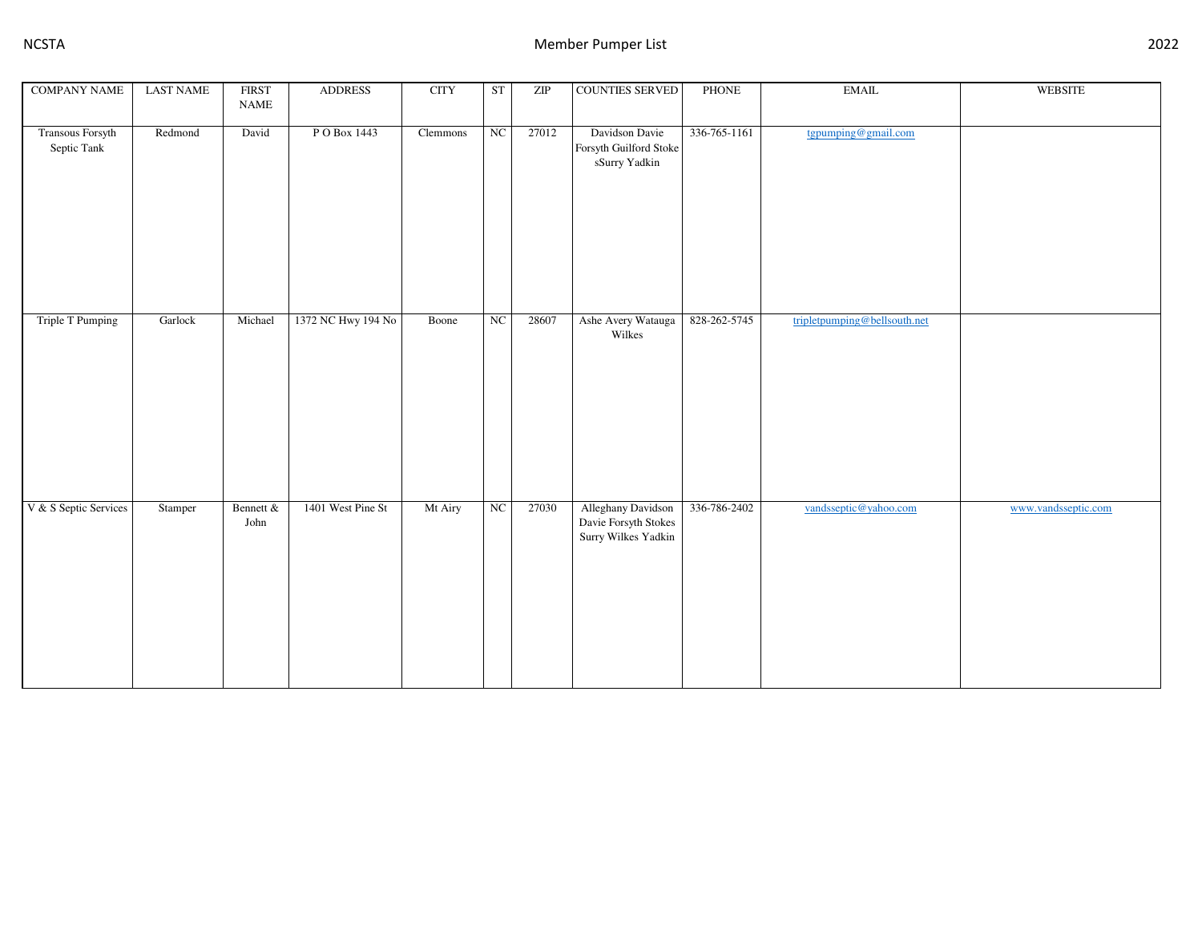| COMPANY NAME | LAST NAME | FIRST NAME | ADDRESS | CITY | ST | ZIP | COUNTIES SERVED | PHONE | EMAIL | WEBSITE |
|---|---|---|---|---|---|---|---|---|---|---|
| Transous Forsyth Septic Tank | Redmond | David | P O Box 1443 | Clemmons | NC | 27012 | Davidson Davie Forsyth Guilford Stoke sSurry Yadkin | 336-765-1161 | tgpumping@gmail.com | |
| Triple T Pumping | Garlock | Michael | 1372 NC Hwy 194 No | Boone | NC | 28607 | Ashe Avery Watauga Wilkes | 828-262-5745 | tripletpumping@bellsouth.net | |
| V & S Septic Services | Stamper | Bennett & John | 1401 West Pine St | Mt Airy | NC | 27030 | Alleghany Davidson Davie Forsyth Stokes Surry Wilkes Yadkin | 336-786-2402 | vandsseptic@yahoo.com | www.vandsseptic.com |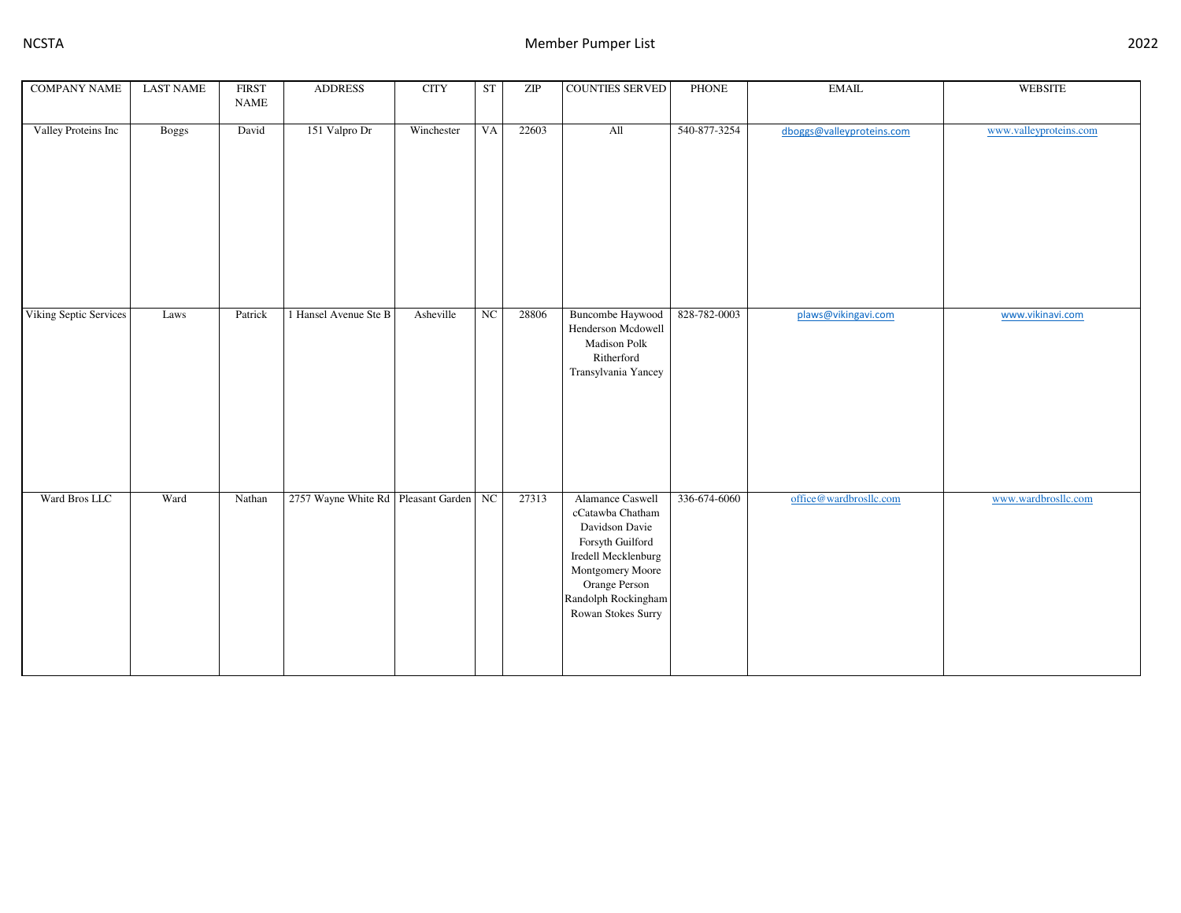| COMPANY NAME | LAST NAME | FIRST NAME | ADDRESS | CITY | ST | ZIP | COUNTIES SERVED | PHONE | EMAIL | WEBSITE |
|---|---|---|---|---|---|---|---|---|---|---|
| Valley Proteins Inc | Boggs | David | 151 Valpro Dr | Winchester | VA | 22603 | All | 540-877-3254 | dboggs@valleyproteins.com | www.valleyproteins.com |
| Viking Septic Services | Laws | Patrick | 1 Hansel Avenue Ste B | Asheville | NC | 28806 | Buncombe Haywood Henderson Mcdowell Madison Polk Ritherford Transylvania Yancey | 828-782-0003 | plaws@vikingavi.com | www.vikinavi.com |
| Ward Bros LLC | Ward | Nathan | 2757 Wayne White Rd | Pleasant Garden | NC | 27313 | Alamance Caswell cCatawba Chatham Davidson Davie Forsyth Guilford Iredell Mecklenburg Montgomery Moore Orange Person Randolph Rockingham Rowan Stokes Surry | 336-674-6060 | office@wardbrosllc.com | www.wardbrosllc.com |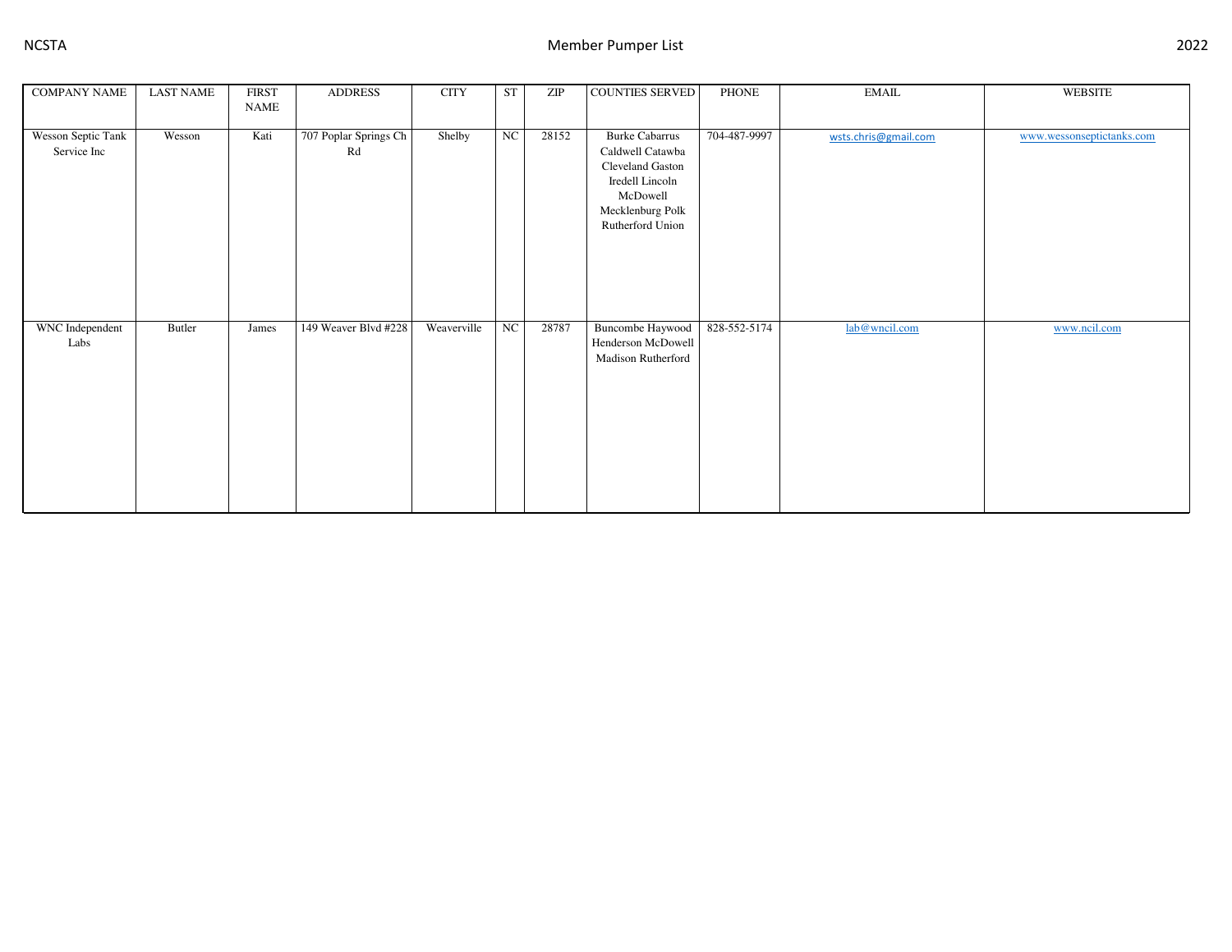| COMPANY NAME | LAST NAME | FIRST NAME | ADDRESS | CITY | ST | ZIP | COUNTIES SERVED | PHONE | EMAIL | WEBSITE |
|---|---|---|---|---|---|---|---|---|---|---|
| Wesson Septic Tank Service Inc | Wesson | Kati | 707 Poplar Springs Ch Rd | Shelby | NC | 28152 | Burke Cabarrus Caldwell Catawba Cleveland Gaston Iredell Lincoln McDowell Mecklenburg Polk Rutherford Union | 704-487-9997 | wsts.chris@gmail.com | www.wessonseptictanks.com |
| WNC Independent Labs | Butler | James | 149 Weaver Blvd #228 | Weaverville | NC | 28787 | Buncombe Haywood Henderson McDowell Madison Rutherford | 828-552-5174 | lab@wncil.com | www.ncil.com |